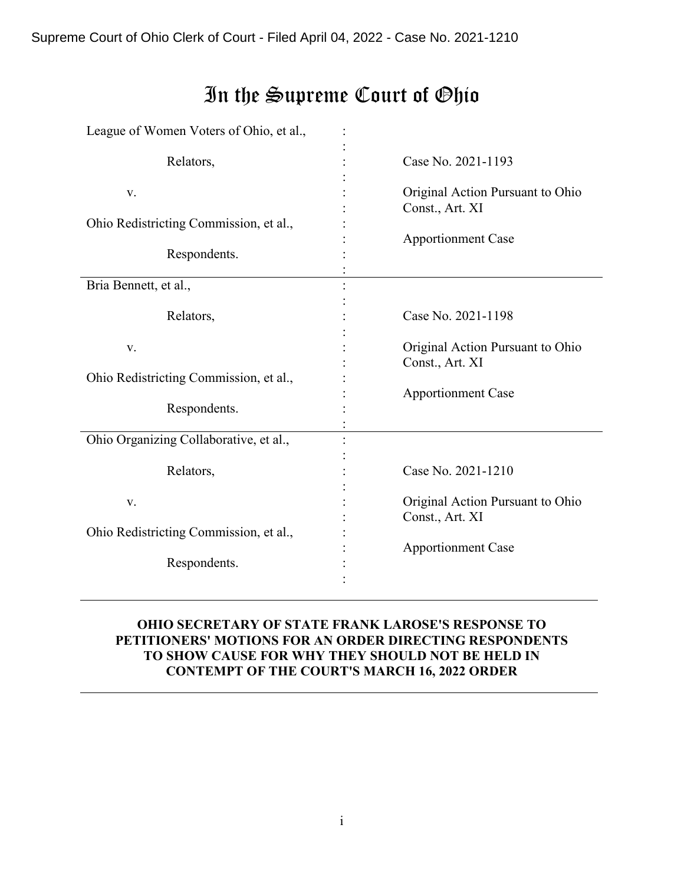Supreme Court of Ohio Clerk of Court - Filed April 04, 2022 - Case No. 2021-1210

# In the Supreme Court of Ohio

| | | |
|---|---|---|
| League of Women Voters of Ohio, et al., | : | |
| Relators, | : | Case No. 2021-1193 |
| v. | : | Original Action Pursuant to Ohio Const., Art. XI |
| Ohio Redistricting Commission, et al., | : | Apportionment Case |
| Respondents. | : | |
| Bria Bennett, et al., | : | |
| Relators, | : | Case No. 2021-1198 |
| v. | : | Original Action Pursuant to Ohio Const., Art. XI |
| Ohio Redistricting Commission, et al., | : | Apportionment Case |
| Respondents. | : | |
| Ohio Organizing Collaborative, et al., | : | |
| Relators, | : | Case No. 2021-1210 |
| v. | : | Original Action Pursuant to Ohio Const., Art. XI |
| Ohio Redistricting Commission, et al., | : | Apportionment Case |
| Respondents. | : | |

**OHIO SECRETARY OF STATE FRANK LAROSE'S RESPONSE TO PETITIONERS' MOTIONS FOR AN ORDER DIRECTING RESPONDENTS TO SHOW CAUSE FOR WHY THEY SHOULD NOT BE HELD IN CONTEMPT OF THE COURT'S MARCH 16, 2022 ORDER**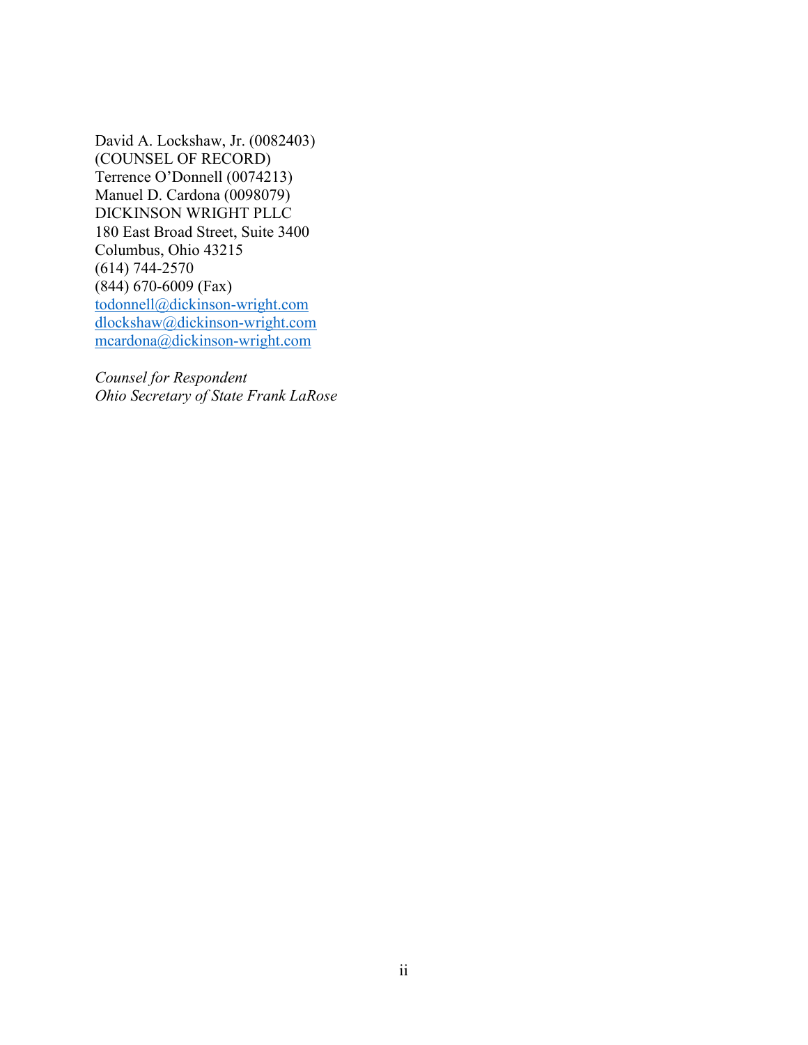David A. Lockshaw, Jr. (0082403)
(COUNSEL OF RECORD)
Terrence O'Donnell (0074213)
Manuel D. Cardona (0098079)
DICKINSON WRIGHT PLLC
180 East Broad Street, Suite 3400
Columbus, Ohio 43215
(614) 744-2570
(844) 670-6009 (Fax)
todonnell@dickinson-wright.com
dlockshaw@dickinson-wright.com
mcardona@dickinson-wright.com

*Counsel for Respondent*
*Ohio Secretary of State Frank LaRose*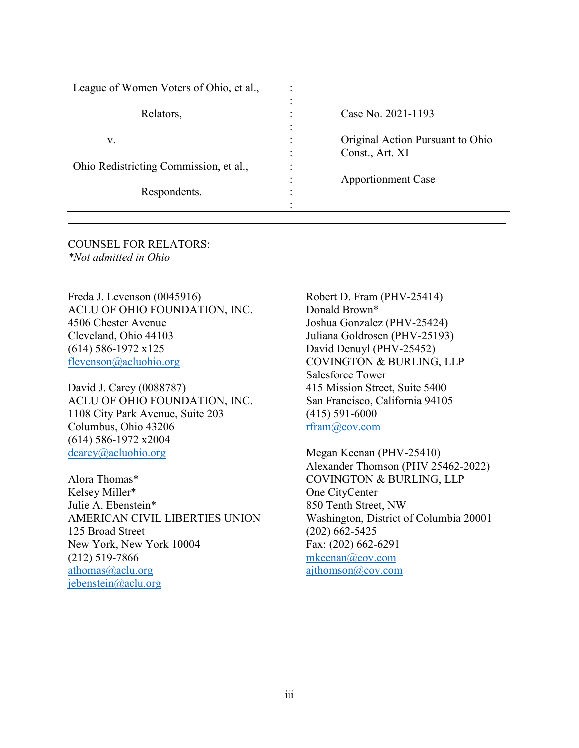| League of Women Voters of Ohio, et al., | : | |
|---|---|---|
| | : | |
| Relators, | : | Case No. 2021-1193 |
| | : | |
| v. | : | Original Action Pursuant to Ohio Const., Art. XI |
| | : | |
| Ohio Redistricting Commission, et al., | : | |
| | : | Apportionment Case |
| Respondents. | : | |
| | : | |

---

COUNSEL FOR RELATORS:
*\*Not admitted in Ohio*

Freda J. Levenson (0045916)
ACLU OF OHIO FOUNDATION, INC.
4506 Chester Avenue
Cleveland, Ohio 44103
(614) 586-1972 x125
flevenson@acluohio.org

David J. Carey (0088787)
ACLU OF OHIO FOUNDATION, INC.
1108 City Park Avenue, Suite 203
Columbus, Ohio 43206
(614) 586-1972 x2004
dcarey@acluohio.org

Alora Thomas*
Kelsey Miller*
Julie A. Ebenstein*
AMERICAN CIVIL LIBERTIES UNION
125 Broad Street
New York, New York 10004
(212) 519-7866
athomas@aclu.org
jebenstein@aclu.org

Robert D. Fram (PHV-25414)
Donald Brown*
Joshua Gonzalez (PHV-25424)
Juliana Goldrosen (PHV-25193)
David Denuyl (PHV-25452)
COVINGTON & BURLING, LLP
Salesforce Tower
415 Mission Street, Suite 5400
San Francisco, California 94105
(415) 591-6000
rfram@cov.com

Megan Keenan (PHV-25410)
Alexander Thomson (PHV 25462-2022)
COVINGTON & BURLING, LLP
One CityCenter
850 Tenth Street, NW
Washington, District of Columbia 20001
(202) 662-5425
Fax: (202) 662-6291
mkeenan@cov.com
ajthomson@cov.com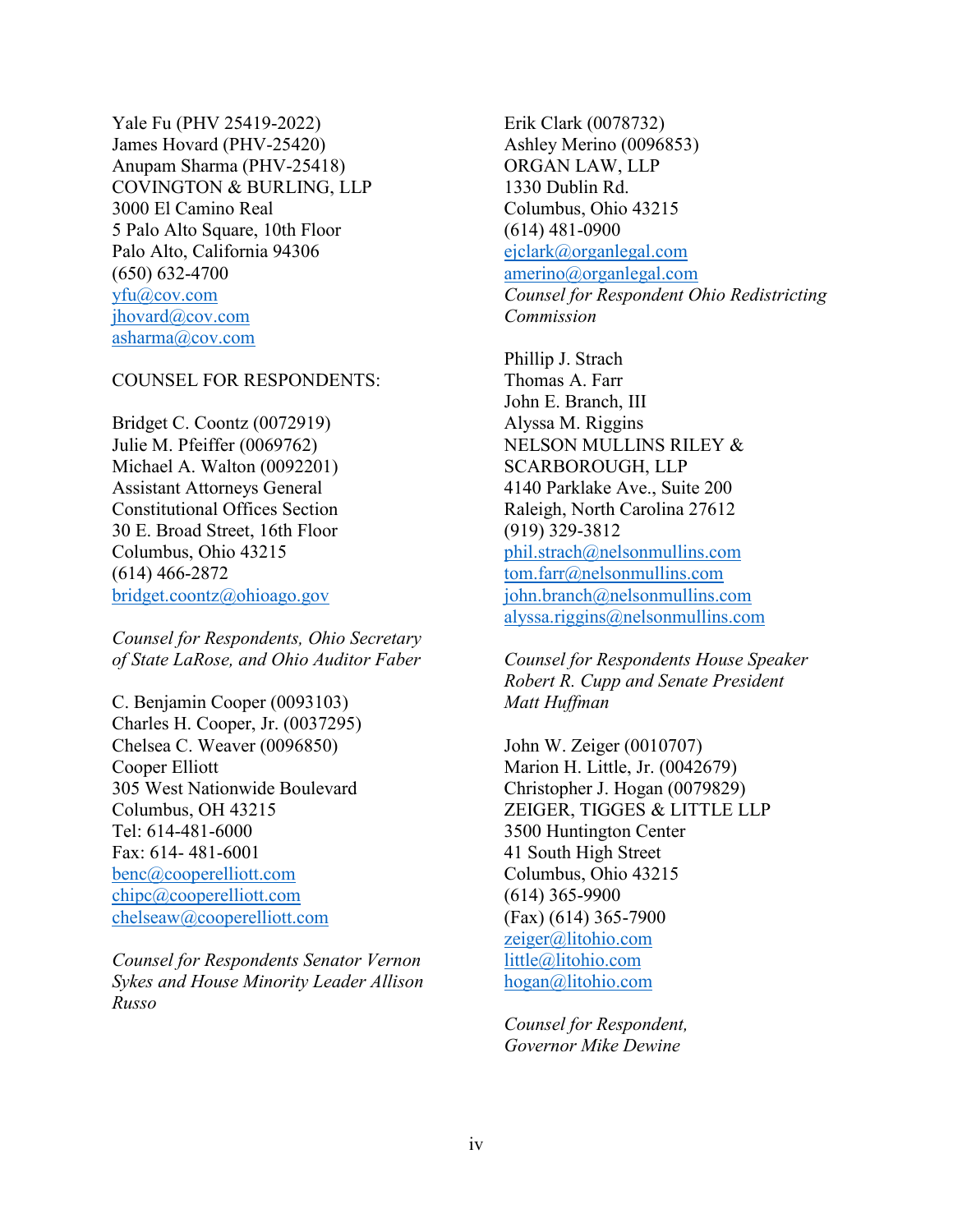Yale Fu (PHV 25419-2022)
James Hovard (PHV-25420)
Anupam Sharma (PHV-25418)
COVINGTON & BURLING, LLP
3000 El Camino Real
5 Palo Alto Square, 10th Floor
Palo Alto, California 94306
(650) 632-4700
yfu@cov.com
jhovard@cov.com
asharma@cov.com

COUNSEL FOR RESPONDENTS:

Bridget C. Coontz (0072919)
Julie M. Pfeiffer (0069762)
Michael A. Walton (0092201)
Assistant Attorneys General
Constitutional Offices Section
30 E. Broad Street, 16th Floor
Columbus, Ohio 43215
(614) 466-2872
bridget.coontz@ohioago.gov

*Counsel for Respondents, Ohio Secretary of State LaRose, and Ohio Auditor Faber*

C. Benjamin Cooper (0093103)
Charles H. Cooper, Jr. (0037295)
Chelsea C. Weaver (0096850)
Cooper Elliott
305 West Nationwide Boulevard
Columbus, OH 43215
Tel: 614-481-6000
Fax: 614- 481-6001
benc@cooperelliott.com
chipc@cooperelliott.com
chelseaw@cooperelliott.com

*Counsel for Respondents Senator Vernon Sykes and House Minority Leader Allison Russo*

Erik Clark (0078732)
Ashley Merino (0096853)
ORGAN LAW, LLP
1330 Dublin Rd.
Columbus, Ohio 43215
(614) 481-0900
ejclark@organlegal.com
amerino@organlegal.com
*Counsel for Respondent Ohio Redistricting Commission*

Phillip J. Strach
Thomas A. Farr
John E. Branch, III
Alyssa M. Riggins
NELSON MULLINS RILEY & SCARBOROUGH, LLP
4140 Parklake Ave., Suite 200
Raleigh, North Carolina 27612
(919) 329-3812
phil.strach@nelsonmullins.com
tom.farr@nelsonmullins.com
john.branch@nelsonmullins.com
alyssa.riggins@nelsonmullins.com

*Counsel for Respondents House Speaker Robert R. Cupp and Senate President Matt Huffman*

John W. Zeiger (0010707)
Marion H. Little, Jr. (0042679)
Christopher J. Hogan (0079829)
ZEIGER, TIGGES & LITTLE LLP
3500 Huntington Center
41 South High Street
Columbus, Ohio 43215
(614) 365-9900
(Fax) (614) 365-7900
zeiger@litohio.com
little@litohio.com
hogan@litohio.com

*Counsel for Respondent, Governor Mike Dewine*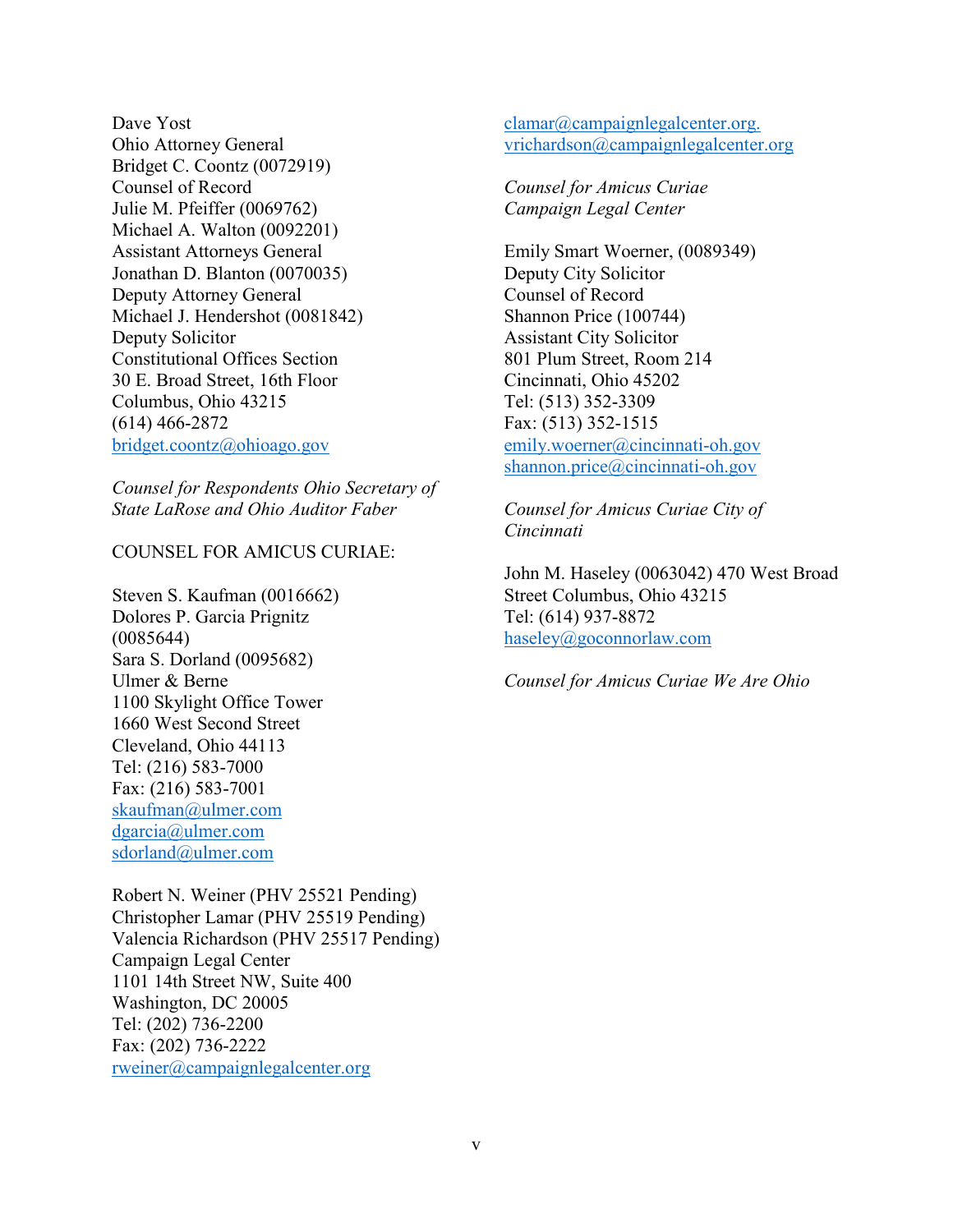Dave Yost
Ohio Attorney General
Bridget C. Coontz (0072919)
Counsel of Record
Julie M. Pfeiffer (0069762)
Michael A. Walton (0092201)
Assistant Attorneys General
Jonathan D. Blanton (0070035)
Deputy Attorney General
Michael J. Hendershot (0081842)
Deputy Solicitor
Constitutional Offices Section
30 E. Broad Street, 16th Floor
Columbus, Ohio 43215
(614) 466-2872
bridget.coontz@ohioago.gov

*Counsel for Respondents Ohio Secretary of State LaRose and Ohio Auditor Faber*

COUNSEL FOR AMICUS CURIAE:

Steven S. Kaufman (0016662)
Dolores P. Garcia Prignitz (0085644)
Sara S. Dorland (0095682)
Ulmer & Berne
1100 Skylight Office Tower
1660 West Second Street
Cleveland, Ohio 44113
Tel: (216) 583-7000
Fax: (216) 583-7001
skaufman@ulmer.com
dgarcia@ulmer.com
sdorland@ulmer.com

Robert N. Weiner (PHV 25521 Pending)
Christopher Lamar (PHV 25519 Pending)
Valencia Richardson (PHV 25517 Pending)
Campaign Legal Center
1101 14th Street NW, Suite 400
Washington, DC 20005
Tel: (202) 736-2200
Fax: (202) 736-2222
rweiner@campaignlegalcenter.org
clamar@campaignlegalcenter.org.
vrichardson@campaignlegalcenter.org

*Counsel for Amicus Curiae Campaign Legal Center*

Emily Smart Woerner, (0089349)
Deputy City Solicitor
Counsel of Record
Shannon Price (100744)
Assistant City Solicitor
801 Plum Street, Room 214
Cincinnati, Ohio 45202
Tel: (513) 352-3309
Fax: (513) 352-1515
emily.woerner@cincinnati-oh.gov
shannon.price@cincinnati-oh.gov

*Counsel for Amicus Curiae City of Cincinnati*

John M. Haseley (0063042) 470 West Broad Street Columbus, Ohio 43215
Tel: (614) 937-8872
haseley@goconnorlaw.com

*Counsel for Amicus Curiae We Are Ohio*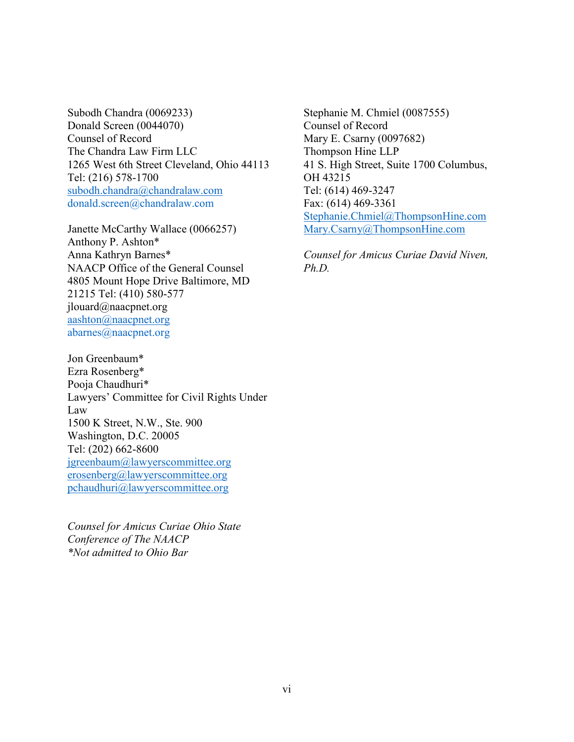Subodh Chandra (0069233)
Donald Screen (0044070)
Counsel of Record
The Chandra Law Firm LLC
1265 West 6th Street Cleveland, Ohio 44113
Tel: (216) 578-1700
subodh.chandra@chandralaw.com
donald.screen@chandralaw.com

Janette McCarthy Wallace (0066257)
Anthony P. Ashton*
Anna Kathryn Barnes*
NAACP Office of the General Counsel
4805 Mount Hope Drive Baltimore, MD
21215 Tel: (410) 580-577
jlouard@naacpnet.org
aashton@naacpnet.org
abarnes@naacpnet.org

Jon Greenbaum*
Ezra Rosenberg*
Pooja Chaudhuri*
Lawyers' Committee for Civil Rights Under Law
1500 K Street, N.W., Ste. 900
Washington, D.C. 20005
Tel: (202) 662-8600
jgreenbaum@lawyerscommittee.org
erosenberg@lawyerscommittee.org
pchaudhuri@lawyerscommittee.org

*Counsel for Amicus Curiae Ohio State Conference of The NAACP*
**Not admitted to Ohio Bar*

Stephanie M. Chmiel (0087555)
Counsel of Record
Mary E. Csarny (0097682)
Thompson Hine LLP
41 S. High Street, Suite 1700 Columbus, OH 43215
Tel: (614) 469-3247
Fax: (614) 469-3361
Stephanie.Chmiel@ThompsonHine.com
Mary.Csarny@ThompsonHine.com

*Counsel for Amicus Curiae David Niven, Ph.D.*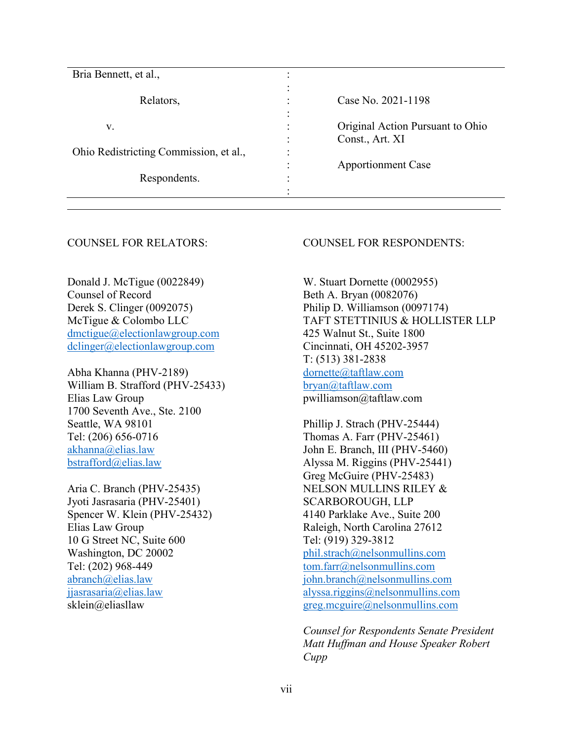| Bria Bennett, et al., | : | |
|---|---|---|
| | : | |
| Relators, | : | Case No. 2021-1198 |
| | : | |
| v. | : | Original Action Pursuant to Ohio |
| | : | Const., Art. XI |
| Ohio Redistricting Commission, et al., | : | |
| | : | Apportionment Case |
| Respondents. | : | |
| | : | |

COUNSEL FOR RELATORS:

Donald J. McTigue (0022849)
Counsel of Record
Derek S. Clinger (0092075)
McTigue & Colombo LLC
dmctigue@electionlawgroup.com
dclinger@electionlawgroup.com

Abha Khanna (PHV-2189)
William B. Strafford (PHV-25433)
Elias Law Group
1700 Seventh Ave., Ste. 2100
Seattle, WA 98101
Tel: (206) 656-0716
akhanna@elias.law
bstrafford@elias.law

Aria C. Branch (PHV-25435)
Jyoti Jasrasaria (PHV-25401)
Spencer W. Klein (PHV-25432)
Elias Law Group
10 G Street NC, Suite 600
Washington, DC 20002
Tel: (202) 968-449
abranch@elias.law
jjasrasaria@elias.law
sklein@eliasllaw

COUNSEL FOR RESPONDENTS:

W. Stuart Dornette (0002955)
Beth A. Bryan (0082076)
Philip D. Williamson (0097174)
TAFT STETTINIUS & HOLLISTER LLP
425 Walnut St., Suite 1800
Cincinnati, OH 45202-3957
T: (513) 381-2838
dornette@taftlaw.com
bryan@taftlaw.com
pwilliamson@taftlaw.com

Phillip J. Strach (PHV-25444)
Thomas A. Farr (PHV-25461)
John E. Branch, III (PHV-5460)
Alyssa M. Riggins (PHV-25441)
Greg McGuire (PHV-25483)
NELSON MULLINS RILEY &
SCARBOROUGH, LLP
4140 Parklake Ave., Suite 200
Raleigh, North Carolina 27612
Tel: (919) 329-3812
phil.strach@nelsonmullins.com
tom.farr@nelsonmullins.com
john.branch@nelsonmullins.com
alyssa.riggins@nelsonmullins.com
greg.mcguire@nelsonmullins.com

*Counsel for Respondents Senate President Matt Huffman and House Speaker Robert Cupp*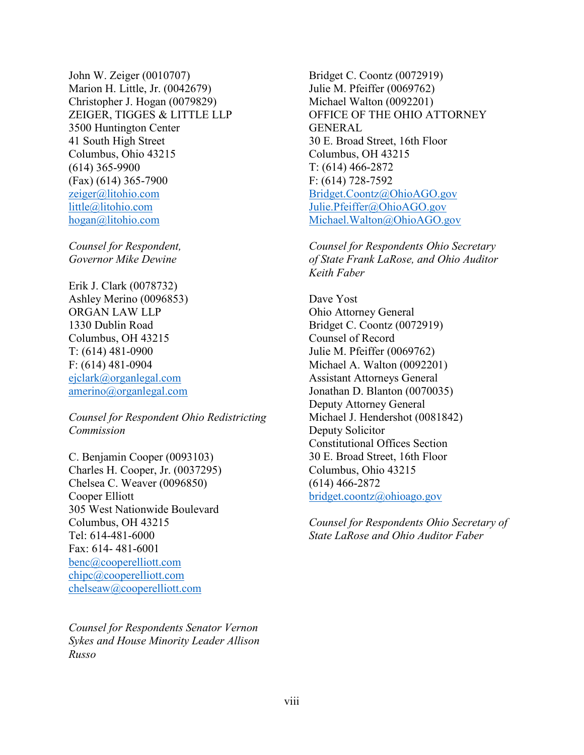John W. Zeiger (0010707)
Marion H. Little, Jr. (0042679)
Christopher J. Hogan (0079829)
ZEIGER, TIGGES & LITTLE LLP
3500 Huntington Center
41 South High Street
Columbus, Ohio 43215
(614) 365-9900
(Fax) (614) 365-7900
zeiger@litohio.com
little@litohio.com
hogan@litohio.com

*Counsel for Respondent, Governor Mike Dewine*

Erik J. Clark (0078732)
Ashley Merino (0096853)
ORGAN LAW LLP
1330 Dublin Road
Columbus, OH 43215
T: (614) 481-0900
F: (614) 481-0904
ejclark@organlegal.com
amerino@organlegal.com

*Counsel for Respondent Ohio Redistricting Commission*

C. Benjamin Cooper (0093103)
Charles H. Cooper, Jr. (0037295)
Chelsea C. Weaver (0096850)
Cooper Elliott
305 West Nationwide Boulevard
Columbus, OH 43215
Tel: 614-481-6000
Fax: 614- 481-6001
benc@cooperelliott.com
chipc@cooperelliott.com
chelseaw@cooperelliott.com

*Counsel for Respondents Senator Vernon Sykes and House Minority Leader Allison Russo*

Bridget C. Coontz (0072919)
Julie M. Pfeiffer (0069762)
Michael Walton (0092201)
OFFICE OF THE OHIO ATTORNEY GENERAL
30 E. Broad Street, 16th Floor
Columbus, OH 43215
T: (614) 466-2872
F: (614) 728-7592
Bridget.Coontz@OhioAGO.gov
Julie.Pfeiffer@OhioAGO.gov
Michael.Walton@OhioAGO.gov

*Counsel for Respondents Ohio Secretary of State Frank LaRose, and Ohio Auditor Keith Faber*

Dave Yost
Ohio Attorney General
Bridget C. Coontz (0072919)
Counsel of Record
Julie M. Pfeiffer (0069762)
Michael A. Walton (0092201)
Assistant Attorneys General
Jonathan D. Blanton (0070035)
Deputy Attorney General
Michael J. Hendershot (0081842)
Deputy Solicitor
Constitutional Offices Section
30 E. Broad Street, 16th Floor
Columbus, Ohio 43215
(614) 466-2872
bridget.coontz@ohioago.gov

*Counsel for Respondents Ohio Secretary of State LaRose and Ohio Auditor Faber*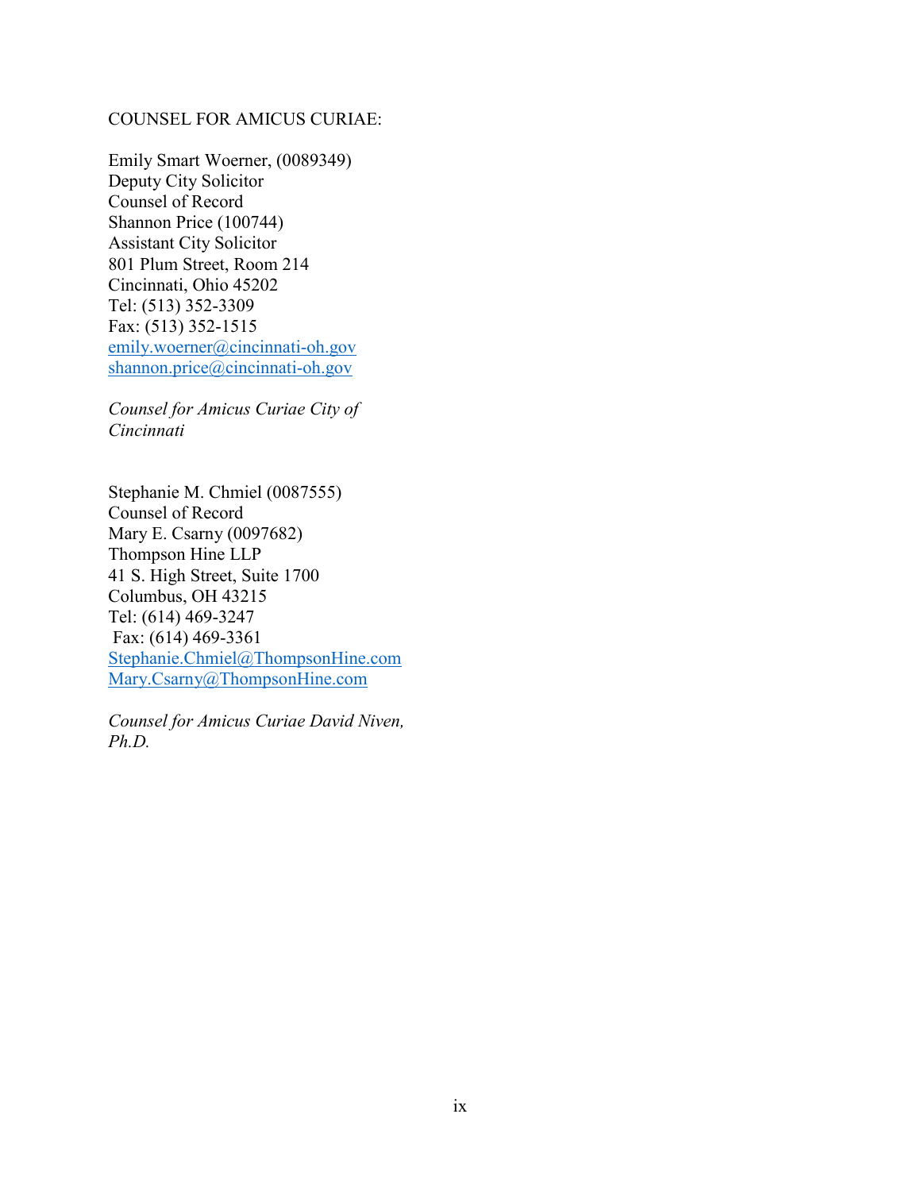COUNSEL FOR AMICUS CURIAE:

Emily Smart Woerner, (0089349)
Deputy City Solicitor
Counsel of Record
Shannon Price (100744)
Assistant City Solicitor
801 Plum Street, Room 214
Cincinnati, Ohio 45202
Tel: (513) 352-3309
Fax: (513) 352-1515
emily.woerner@cincinnati-oh.gov
shannon.price@cincinnati-oh.gov

*Counsel for Amicus Curiae City of Cincinnati*

Stephanie M. Chmiel (0087555)
Counsel of Record
Mary E. Csarny (0097682)
Thompson Hine LLP
41 S. High Street, Suite 1700
Columbus, OH 43215
Tel: (614) 469-3247
Fax: (614) 469-3361
Stephanie.Chmiel@ThompsonHine.com
Mary.Csarny@ThompsonHine.com

*Counsel for Amicus Curiae David Niven, Ph.D.*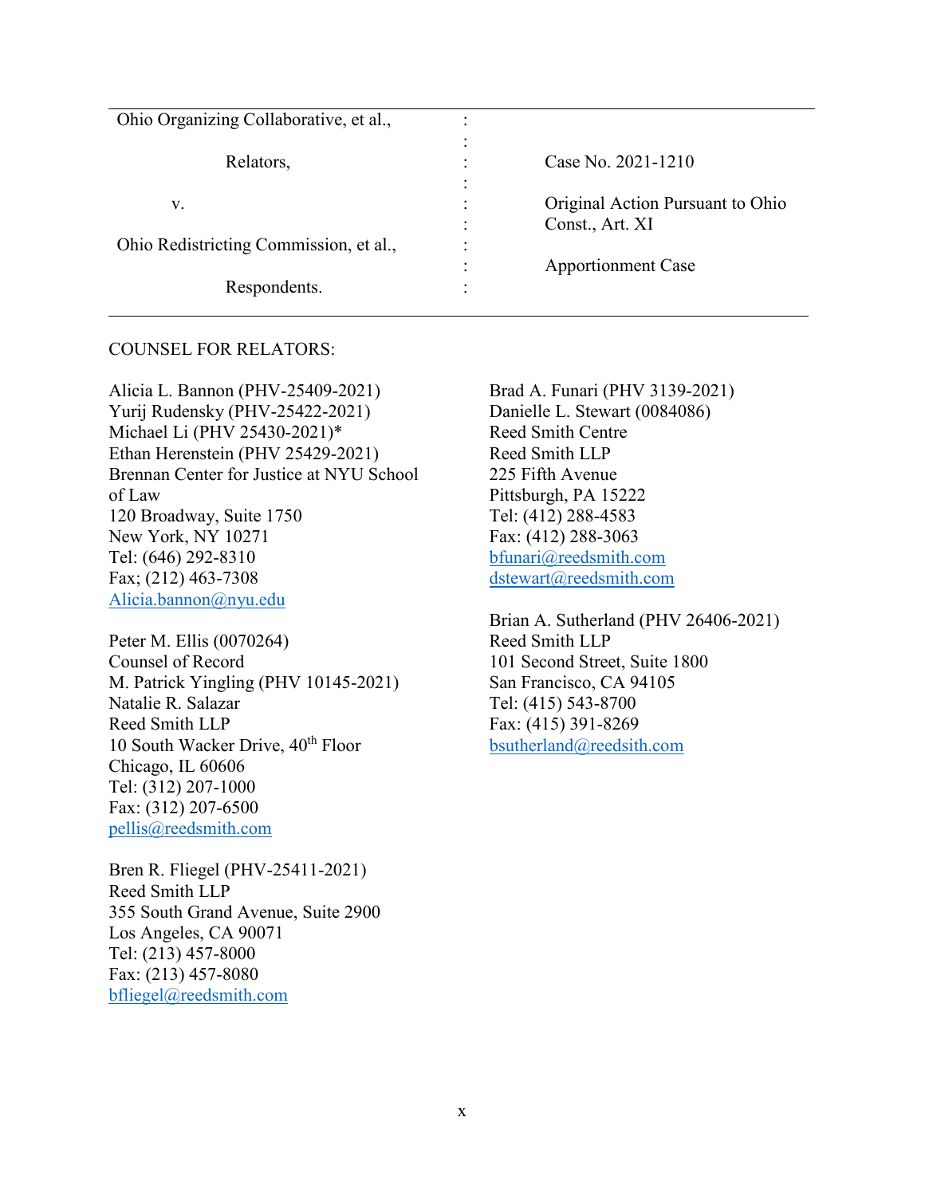| | | |
|---|---|---|
| Ohio Organizing Collaborative, et al., | : | |
| | : | |
| Relators, | : | Case No. 2021-1210 |
| | : | |
| v. | : | Original Action Pursuant to Ohio |
| | : | Const., Art. XI |
| Ohio Redistricting Commission, et al., | : | |
| | : | Apportionment Case |
| Respondents. | : | |

COUNSEL FOR RELATORS:

Alicia L. Bannon (PHV-25409-2021)
Yurij Rudensky (PHV-25422-2021)
Michael Li (PHV 25430-2021)*
Ethan Herenstein (PHV 25429-2021)
Brennan Center for Justice at NYU School of Law
120 Broadway, Suite 1750
New York, NY 10271
Tel: (646) 292-8310
Fax; (212) 463-7308
Alicia.bannon@nyu.edu

Peter M. Ellis (0070264)
Counsel of Record
M. Patrick Yingling (PHV 10145-2021)
Natalie R. Salazar
Reed Smith LLP
10 South Wacker Drive, 40th Floor
Chicago, IL 60606
Tel: (312) 207-1000
Fax: (312) 207-6500
pellis@reedsmith.com

Bren R. Fliegel (PHV-25411-2021)
Reed Smith LLP
355 South Grand Avenue, Suite 2900
Los Angeles, CA 90071
Tel: (213) 457-8000
Fax: (213) 457-8080
bfliegel@reedsmith.com

Brad A. Funari (PHV 3139-2021)
Danielle L. Stewart (0084086)
Reed Smith Centre
Reed Smith LLP
225 Fifth Avenue
Pittsburgh, PA 15222
Tel: (412) 288-4583
Fax: (412) 288-3063
bfunari@reedsmith.com
dstewart@reedsmith.com

Brian A. Sutherland (PHV 26406-2021)
Reed Smith LLP
101 Second Street, Suite 1800
San Francisco, CA 94105
Tel: (415) 543-8700
Fax: (415) 391-8269
bsutherland@reedsith.com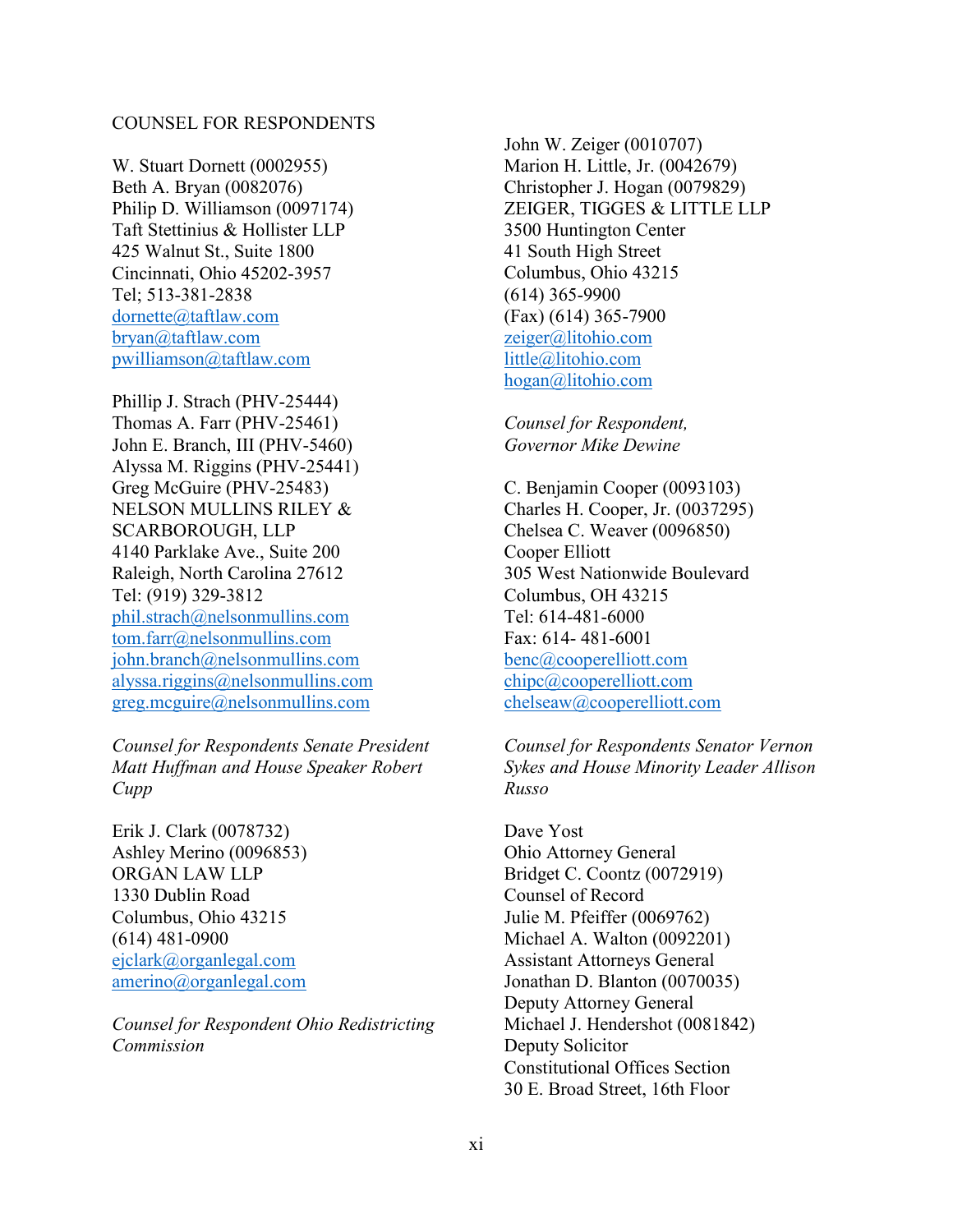COUNSEL FOR RESPONDENTS

W. Stuart Dornett (0002955)
Beth A. Bryan (0082076)
Philip D. Williamson (0097174)
Taft Stettinius & Hollister LLP
425 Walnut St., Suite 1800
Cincinnati, Ohio 45202-3957
Tel; 513-381-2838
dornette@taftlaw.com
bryan@taftlaw.com
pwilliamson@taftlaw.com

Phillip J. Strach (PHV-25444)
Thomas A. Farr (PHV-25461)
John E. Branch, III (PHV-5460)
Alyssa M. Riggins (PHV-25441)
Greg McGuire (PHV-25483)
NELSON MULLINS RILEY & SCARBOROUGH, LLP
4140 Parklake Ave., Suite 200
Raleigh, North Carolina 27612
Tel: (919) 329-3812
phil.strach@nelsonmullins.com
tom.farr@nelsonmullins.com
john.branch@nelsonmullins.com
alyssa.riggins@nelsonmullins.com
greg.mcguire@nelsonmullins.com

*Counsel for Respondents Senate President Matt Huffman and House Speaker Robert Cupp*

Erik J. Clark (0078732)
Ashley Merino (0096853)
ORGAN LAW LLP
1330 Dublin Road
Columbus, Ohio 43215
(614) 481-0900
ejclark@organlegal.com
amerino@organlegal.com

*Counsel for Respondent Ohio Redistricting Commission*

John W. Zeiger (0010707)
Marion H. Little, Jr. (0042679)
Christopher J. Hogan (0079829)
ZEIGER, TIGGES & LITTLE LLP
3500 Huntington Center
41 South High Street
Columbus, Ohio 43215
(614) 365-9900
(Fax) (614) 365-7900
zeiger@litohio.com
little@litohio.com
hogan@litohio.com

*Counsel for Respondent, Governor Mike Dewine*

C. Benjamin Cooper (0093103)
Charles H. Cooper, Jr. (0037295)
Chelsea C. Weaver (0096850)
Cooper Elliott
305 West Nationwide Boulevard
Columbus, OH 43215
Tel: 614-481-6000
Fax: 614- 481-6001
benc@cooperelliott.com
chipc@cooperelliott.com
chelseaw@cooperelliott.com

*Counsel for Respondents Senator Vernon Sykes and House Minority Leader Allison Russo*

Dave Yost
Ohio Attorney General
Bridget C. Coontz (0072919)
Counsel of Record
Julie M. Pfeiffer (0069762)
Michael A. Walton (0092201)
Assistant Attorneys General
Jonathan D. Blanton (0070035)
Deputy Attorney General
Michael J. Hendershot (0081842)
Deputy Solicitor
Constitutional Offices Section
30 E. Broad Street, 16th Floor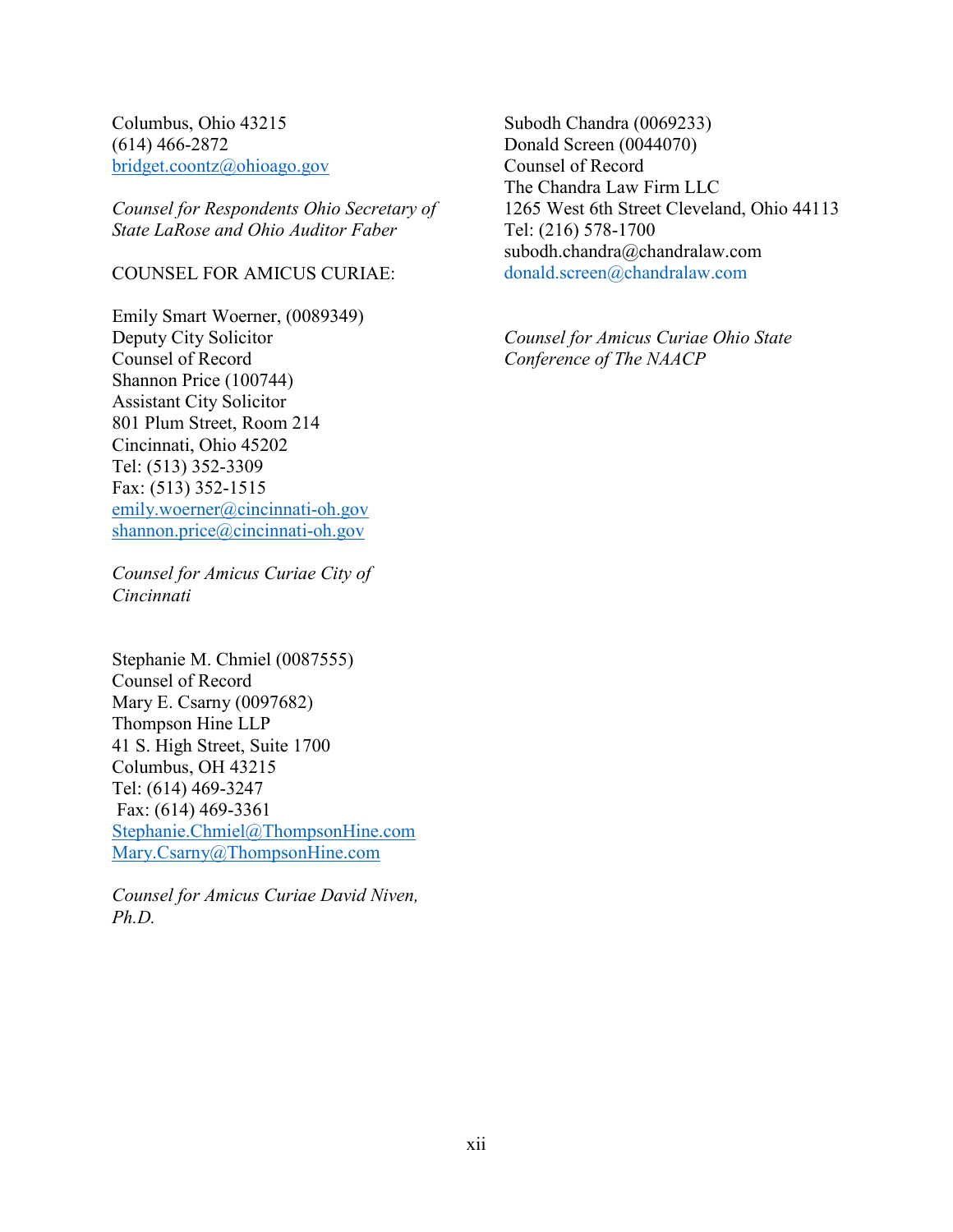Columbus, Ohio 43215
(614) 466-2872
bridget.coontz@ohioago.gov

*Counsel for Respondents Ohio Secretary of State LaRose and Ohio Auditor Faber*

COUNSEL FOR AMICUS CURIAE:

Emily Smart Woerner, (0089349)
Deputy City Solicitor
Counsel of Record
Shannon Price (100744)
Assistant City Solicitor
801 Plum Street, Room 214
Cincinnati, Ohio 45202
Tel: (513) 352-3309
Fax: (513) 352-1515
emily.woerner@cincinnati-oh.gov
shannon.price@cincinnati-oh.gov

*Counsel for Amicus Curiae City of Cincinnati*

Stephanie M. Chmiel (0087555)
Counsel of Record
Mary E. Csarny (0097682)
Thompson Hine LLP
41 S. High Street, Suite 1700
Columbus, OH 43215
Tel: (614) 469-3247
Fax: (614) 469-3361
Stephanie.Chmiel@ThompsonHine.com
Mary.Csarny@ThompsonHine.com

*Counsel for Amicus Curiae David Niven, Ph.D.*

Subodh Chandra (0069233)
Donald Screen (0044070)
Counsel of Record
The Chandra Law Firm LLC
1265 West 6th Street Cleveland, Ohio 44113
Tel: (216) 578-1700
subodh.chandra@chandralaw.com
donald.screen@chandralaw.com

*Counsel for Amicus Curiae Ohio State Conference of The NAACP*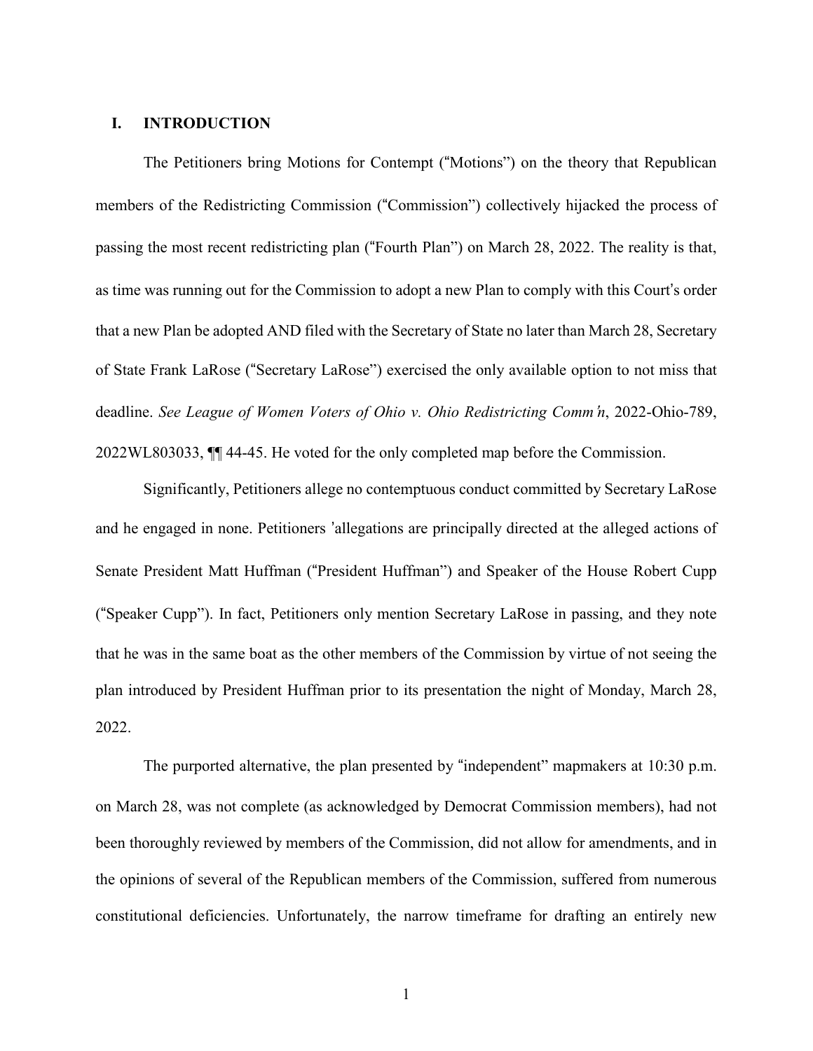## I. INTRODUCTION

The Petitioners bring Motions for Contempt ("Motions") on the theory that Republican members of the Redistricting Commission ("Commission") collectively hijacked the process of passing the most recent redistricting plan ("Fourth Plan") on March 28, 2022. The reality is that, as time was running out for the Commission to adopt a new Plan to comply with this Court's order that a new Plan be adopted AND filed with the Secretary of State no later than March 28, Secretary of State Frank LaRose ("Secretary LaRose") exercised the only available option to not miss that deadline. *See League of Women Voters of Ohio v. Ohio Redistricting Comm'n*, 2022-Ohio-789, 2022WL803033, ¶¶ 44-45. He voted for the only completed map before the Commission.

Significantly, Petitioners allege no contemptuous conduct committed by Secretary LaRose and he engaged in none. Petitioners 'allegations are principally directed at the alleged actions of Senate President Matt Huffman ("President Huffman") and Speaker of the House Robert Cupp ("Speaker Cupp"). In fact, Petitioners only mention Secretary LaRose in passing, and they note that he was in the same boat as the other members of the Commission by virtue of not seeing the plan introduced by President Huffman prior to its presentation the night of Monday, March 28, 2022.

The purported alternative, the plan presented by "independent" mapmakers at 10:30 p.m. on March 28, was not complete (as acknowledged by Democrat Commission members), had not been thoroughly reviewed by members of the Commission, did not allow for amendments, and in the opinions of several of the Republican members of the Commission, suffered from numerous constitutional deficiencies. Unfortunately, the narrow timeframe for drafting an entirely new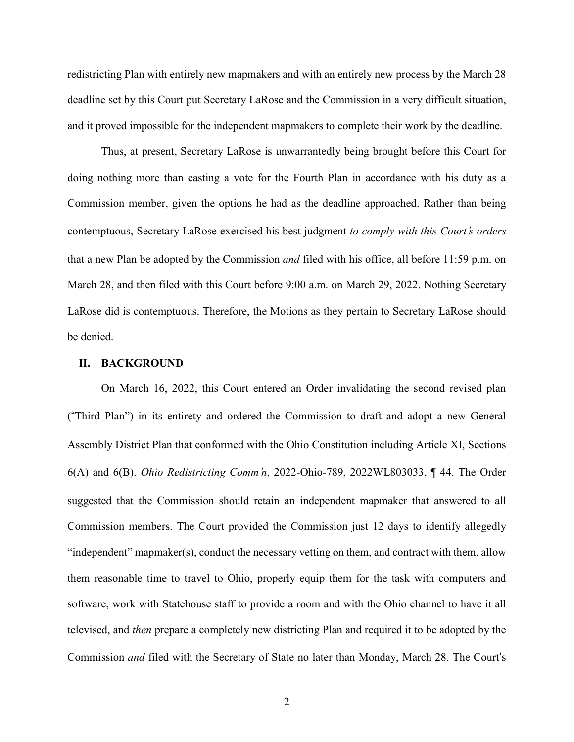redistricting Plan with entirely new mapmakers and with an entirely new process by the March 28 deadline set by this Court put Secretary LaRose and the Commission in a very difficult situation, and it proved impossible for the independent mapmakers to complete their work by the deadline.

Thus, at present, Secretary LaRose is unwarrantedly being brought before this Court for doing nothing more than casting a vote for the Fourth Plan in accordance with his duty as a Commission member, given the options he had as the deadline approached. Rather than being contemptuous, Secretary LaRose exercised his best judgment *to comply with this Court's orders* that a new Plan be adopted by the Commission *and* filed with his office, all before 11:59 p.m. on March 28, and then filed with this Court before 9:00 a.m. on March 29, 2022. Nothing Secretary LaRose did is contemptuous. Therefore, the Motions as they pertain to Secretary LaRose should be denied.

## II. BACKGROUND

On March 16, 2022, this Court entered an Order invalidating the second revised plan ("Third Plan") in its entirety and ordered the Commission to draft and adopt a new General Assembly District Plan that conformed with the Ohio Constitution including Article XI, Sections 6(A) and 6(B). *Ohio Redistricting Comm'n*, 2022-Ohio-789, 2022WL803033, ¶ 44. The Order suggested that the Commission should retain an independent mapmaker that answered to all Commission members. The Court provided the Commission just 12 days to identify allegedly "independent" mapmaker(s), conduct the necessary vetting on them, and contract with them, allow them reasonable time to travel to Ohio, properly equip them for the task with computers and software, work with Statehouse staff to provide a room and with the Ohio channel to have it all televised, and *then* prepare a completely new districting Plan and required it to be adopted by the Commission *and* filed with the Secretary of State no later than Monday, March 28. The Court's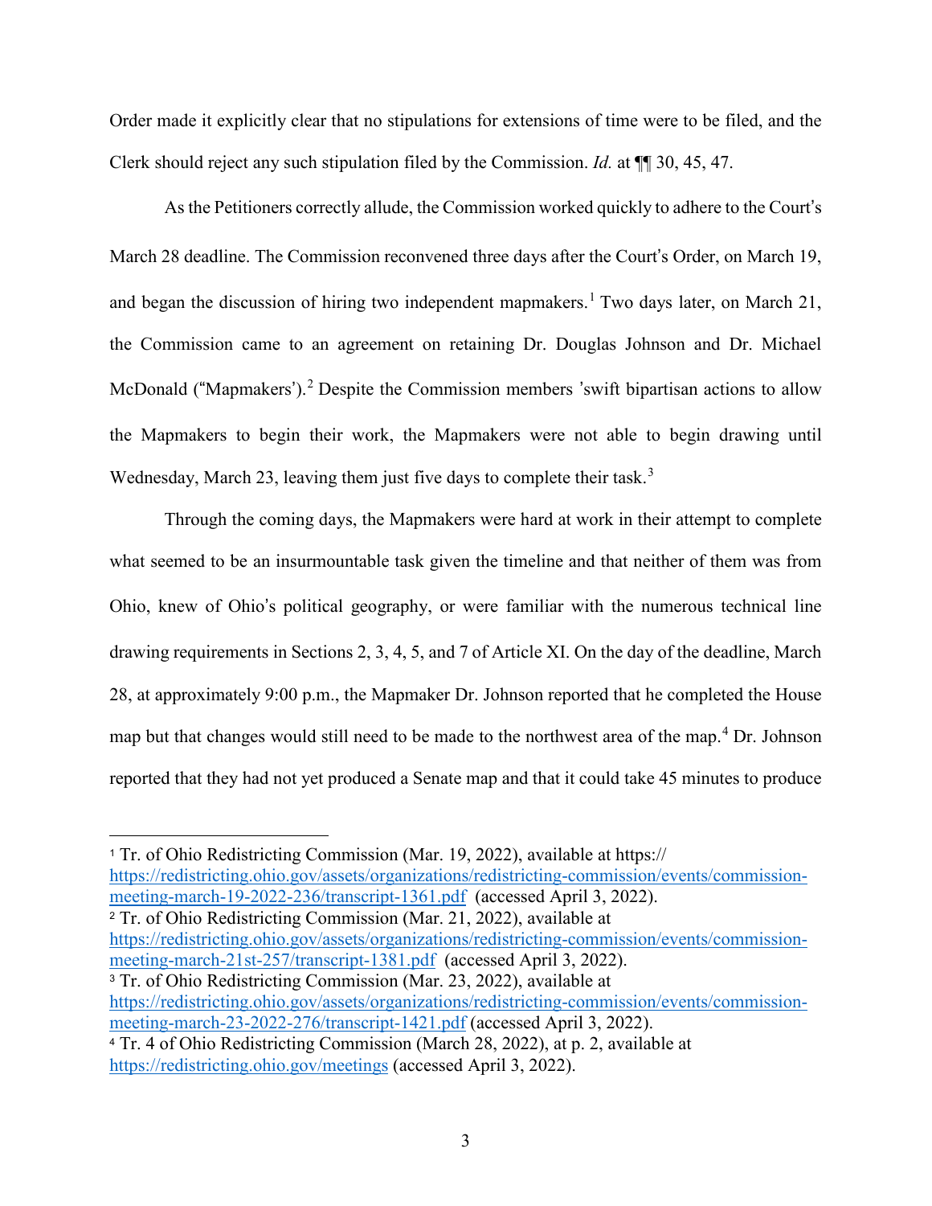Order made it explicitly clear that no stipulations for extensions of time were to be filed, and the Clerk should reject any such stipulation filed by the Commission. *Id.* at ¶¶ 30, 45, 47.

As the Petitioners correctly allude, the Commission worked quickly to adhere to the Court's March 28 deadline. The Commission reconvened three days after the Court's Order, on March 19, and began the discussion of hiring two independent mapmakers.[1] Two days later, on March 21, the Commission came to an agreement on retaining Dr. Douglas Johnson and Dr. Michael McDonald ("Mapmakers').[2] Despite the Commission members 'swift bipartisan actions to allow the Mapmakers to begin their work, the Mapmakers were not able to begin drawing until Wednesday, March 23, leaving them just five days to complete their task.[3]

Through the coming days, the Mapmakers were hard at work in their attempt to complete what seemed to be an insurmountable task given the timeline and that neither of them was from Ohio, knew of Ohio's political geography, or were familiar with the numerous technical line drawing requirements in Sections 2, 3, 4, 5, and 7 of Article XI. On the day of the deadline, March 28, at approximately 9:00 p.m., the Mapmaker Dr. Johnson reported that he completed the House map but that changes would still need to be made to the northwest area of the map.[4] Dr. Johnson reported that they had not yet produced a Senate map and that it could take 45 minutes to produce

---

[1] Tr. of Ohio Redistricting Commission (Mar. 19, 2022), available at https:// https://redistricting.ohio.gov/assets/organizations/redistricting-commission/events/commission-meeting-march-19-2022-236/transcript-1361.pdf (accessed April 3, 2022).

[2] Tr. of Ohio Redistricting Commission (Mar. 21, 2022), available at https://redistricting.ohio.gov/assets/organizations/redistricting-commission/events/commission-meeting-march-21st-257/transcript-1381.pdf (accessed April 3, 2022).

[3] Tr. of Ohio Redistricting Commission (Mar. 23, 2022), available at https://redistricting.ohio.gov/assets/organizations/redistricting-commission/events/commission-meeting-march-23-2022-276/transcript-1421.pdf (accessed April 3, 2022).

[4] Tr. 4 of Ohio Redistricting Commission (March 28, 2022), at p. 2, available at https://redistricting.ohio.gov/meetings (accessed April 3, 2022).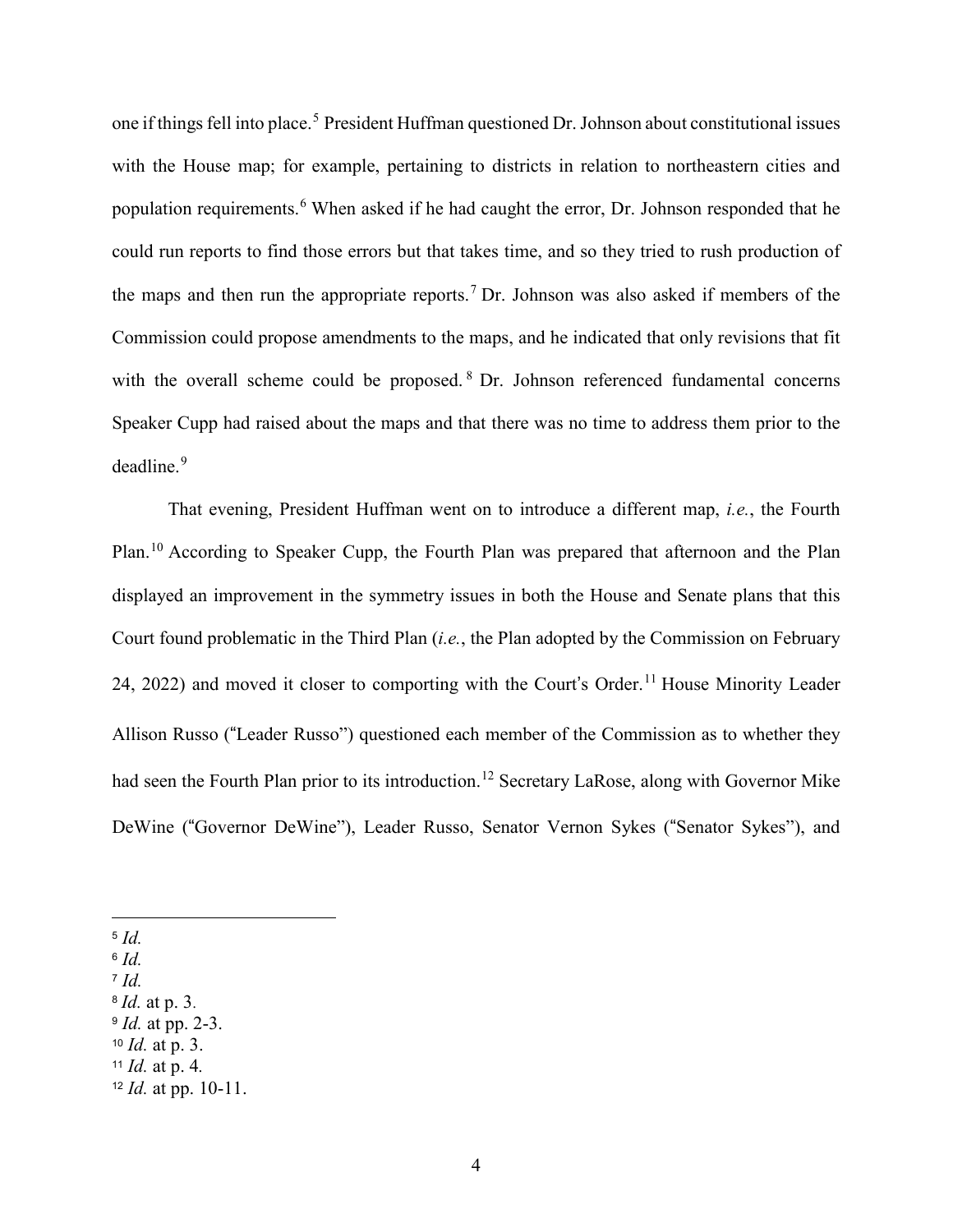one if things fell into place.[5] President Huffman questioned Dr. Johnson about constitutional issues with the House map; for example, pertaining to districts in relation to northeastern cities and population requirements.[6] When asked if he had caught the error, Dr. Johnson responded that he could run reports to find those errors but that takes time, and so they tried to rush production of the maps and then run the appropriate reports.[7] Dr. Johnson was also asked if members of the Commission could propose amendments to the maps, and he indicated that only revisions that fit with the overall scheme could be proposed.[8] Dr. Johnson referenced fundamental concerns Speaker Cupp had raised about the maps and that there was no time to address them prior to the deadline.[9]

That evening, President Huffman went on to introduce a different map, *i.e.*, the Fourth Plan.[10] According to Speaker Cupp, the Fourth Plan was prepared that afternoon and the Plan displayed an improvement in the symmetry issues in both the House and Senate plans that this Court found problematic in the Third Plan (*i.e.*, the Plan adopted by the Commission on February 24, 2022) and moved it closer to comporting with the Court's Order.[11] House Minority Leader Allison Russo ("Leader Russo") questioned each member of the Commission as to whether they had seen the Fourth Plan prior to its introduction.[12] Secretary LaRose, along with Governor Mike DeWine ("Governor DeWine"), Leader Russo, Senator Vernon Sykes ("Senator Sykes"), and

---

[5] *Id.*
[6] *Id.*
[7] *Id.*
[8] *Id.* at p. 3.
[9] *Id.* at pp. 2-3.
[10] *Id.* at p. 3.
[11] *Id.* at p. 4.
[12] *Id.* at pp. 10-11.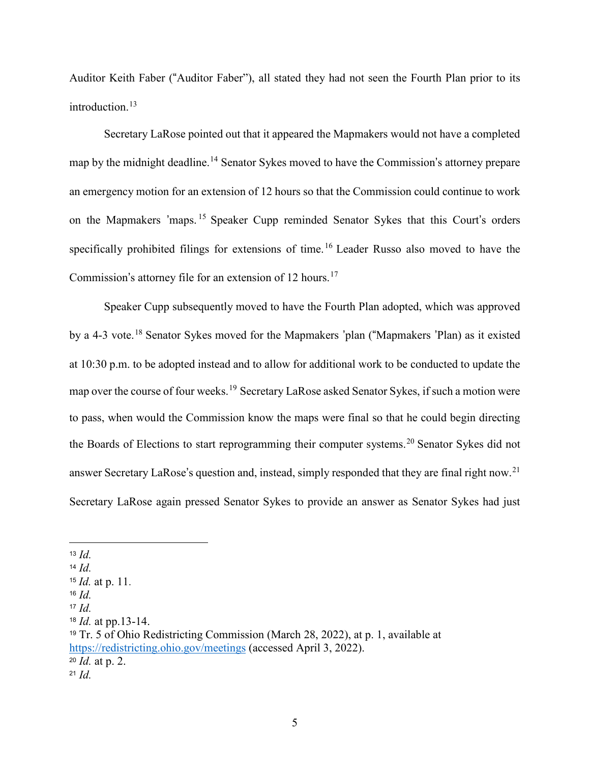Auditor Keith Faber ("Auditor Faber"), all stated they had not seen the Fourth Plan prior to its introduction.[13]

Secretary LaRose pointed out that it appeared the Mapmakers would not have a completed map by the midnight deadline.[14] Senator Sykes moved to have the Commission's attorney prepare an emergency motion for an extension of 12 hours so that the Commission could continue to work on the Mapmakers 'maps.[15] Speaker Cupp reminded Senator Sykes that this Court's orders specifically prohibited filings for extensions of time.[16] Leader Russo also moved to have the Commission's attorney file for an extension of 12 hours.[17]

Speaker Cupp subsequently moved to have the Fourth Plan adopted, which was approved by a 4-3 vote.[18] Senator Sykes moved for the Mapmakers 'plan ("Mapmakers 'Plan) as it existed at 10:30 p.m. to be adopted instead and to allow for additional work to be conducted to update the map over the course of four weeks.[19] Secretary LaRose asked Senator Sykes, if such a motion were to pass, when would the Commission know the maps were final so that he could begin directing the Boards of Elections to start reprogramming their computer systems.[20] Senator Sykes did not answer Secretary LaRose's question and, instead, simply responded that they are final right now.[21] Secretary LaRose again pressed Senator Sykes to provide an answer as Senator Sykes had just

---

[13] *Id.*

[14] *Id.*

[15] *Id.* at p. 11.

[16] *Id.*

[17] *Id.*

[18] *Id.* at pp.13-14.

[19] Tr. 5 of Ohio Redistricting Commission (March 28, 2022), at p. 1, available at https://redistricting.ohio.gov/meetings (accessed April 3, 2022).

[20] *Id.* at p. 2.

[21] *Id.*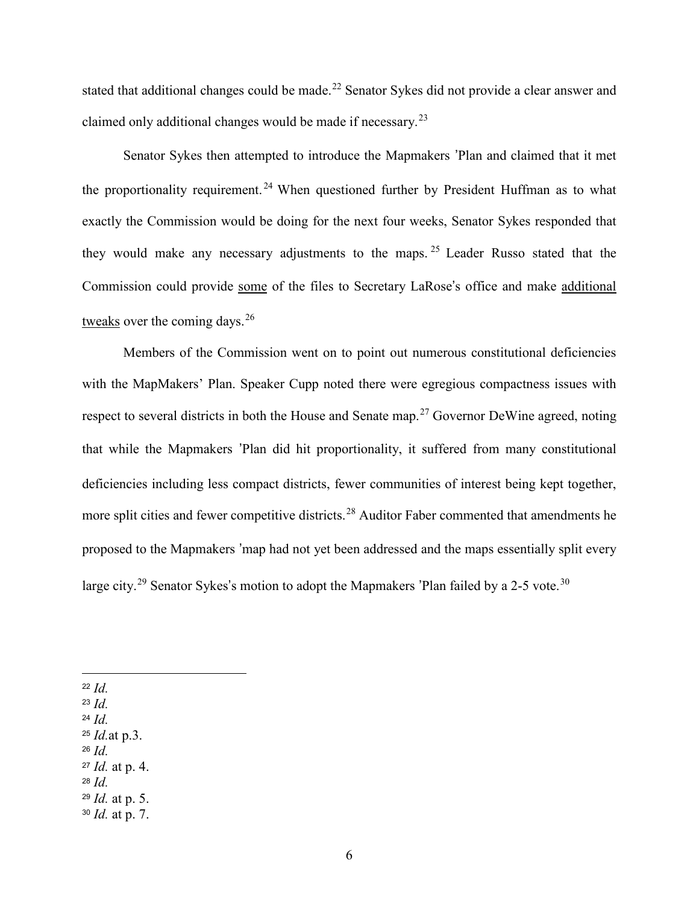stated that additional changes could be made.[22] Senator Sykes did not provide a clear answer and claimed only additional changes would be made if necessary.[23]

Senator Sykes then attempted to introduce the Mapmakers 'Plan and claimed that it met the proportionality requirement.[24] When questioned further by President Huffman as to what exactly the Commission would be doing for the next four weeks, Senator Sykes responded that they would make any necessary adjustments to the maps.[25] Leader Russo stated that the Commission could provide <u>some</u> of the files to Secretary LaRose's office and make <u>additional tweaks</u> over the coming days.[26]

Members of the Commission went on to point out numerous constitutional deficiencies with the MapMakers' Plan. Speaker Cupp noted there were egregious compactness issues with respect to several districts in both the House and Senate map.[27] Governor DeWine agreed, noting that while the Mapmakers 'Plan did hit proportionality, it suffered from many constitutional deficiencies including less compact districts, fewer communities of interest being kept together, more split cities and fewer competitive districts.[28] Auditor Faber commented that amendments he proposed to the Mapmakers 'map had not yet been addressed and the maps essentially split every large city.[29] Senator Sykes's motion to adopt the Mapmakers 'Plan failed by a 2-5 vote.[30]

---

[22] *Id.*
[23] *Id.*
[24] *Id.*
[25] *Id.*at p.3.
[26] *Id.*
[27] *Id.* at p. 4.
[28] *Id.*
[29] *Id.* at p. 5.
[30] *Id.* at p. 7.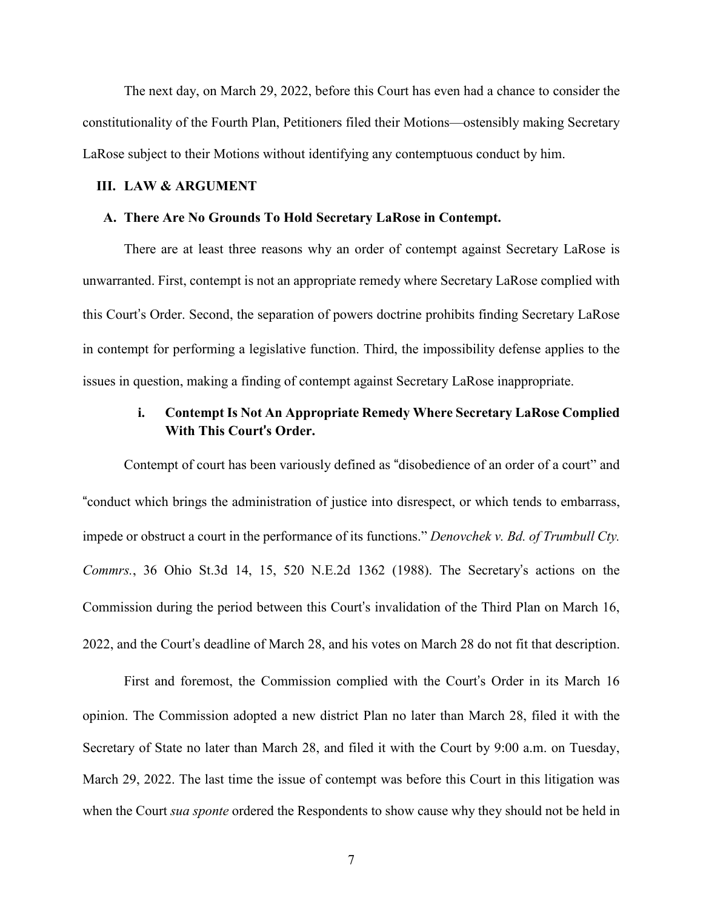The next day, on March 29, 2022, before this Court has even had a chance to consider the constitutionality of the Fourth Plan, Petitioners filed their Motions—ostensibly making Secretary LaRose subject to their Motions without identifying any contemptuous conduct by him.

## III. LAW & ARGUMENT

### A. There Are No Grounds To Hold Secretary LaRose in Contempt.

There are at least three reasons why an order of contempt against Secretary LaRose is unwarranted. First, contempt is not an appropriate remedy where Secretary LaRose complied with this Court's Order. Second, the separation of powers doctrine prohibits finding Secretary LaRose in contempt for performing a legislative function. Third, the impossibility defense applies to the issues in question, making a finding of contempt against Secretary LaRose inappropriate.

#### i. Contempt Is Not An Appropriate Remedy Where Secretary LaRose Complied With This Court's Order.

Contempt of court has been variously defined as "disobedience of an order of a court" and "conduct which brings the administration of justice into disrespect, or which tends to embarrass, impede or obstruct a court in the performance of its functions." *Denovchek v. Bd. of Trumbull Cty. Commrs.*, 36 Ohio St.3d 14, 15, 520 N.E.2d 1362 (1988). The Secretary's actions on the Commission during the period between this Court's invalidation of the Third Plan on March 16, 2022, and the Court's deadline of March 28, and his votes on March 28 do not fit that description.

First and foremost, the Commission complied with the Court's Order in its March 16 opinion. The Commission adopted a new district Plan no later than March 28, filed it with the Secretary of State no later than March 28, and filed it with the Court by 9:00 a.m. on Tuesday, March 29, 2022. The last time the issue of contempt was before this Court in this litigation was when the Court *sua sponte* ordered the Respondents to show cause why they should not be held in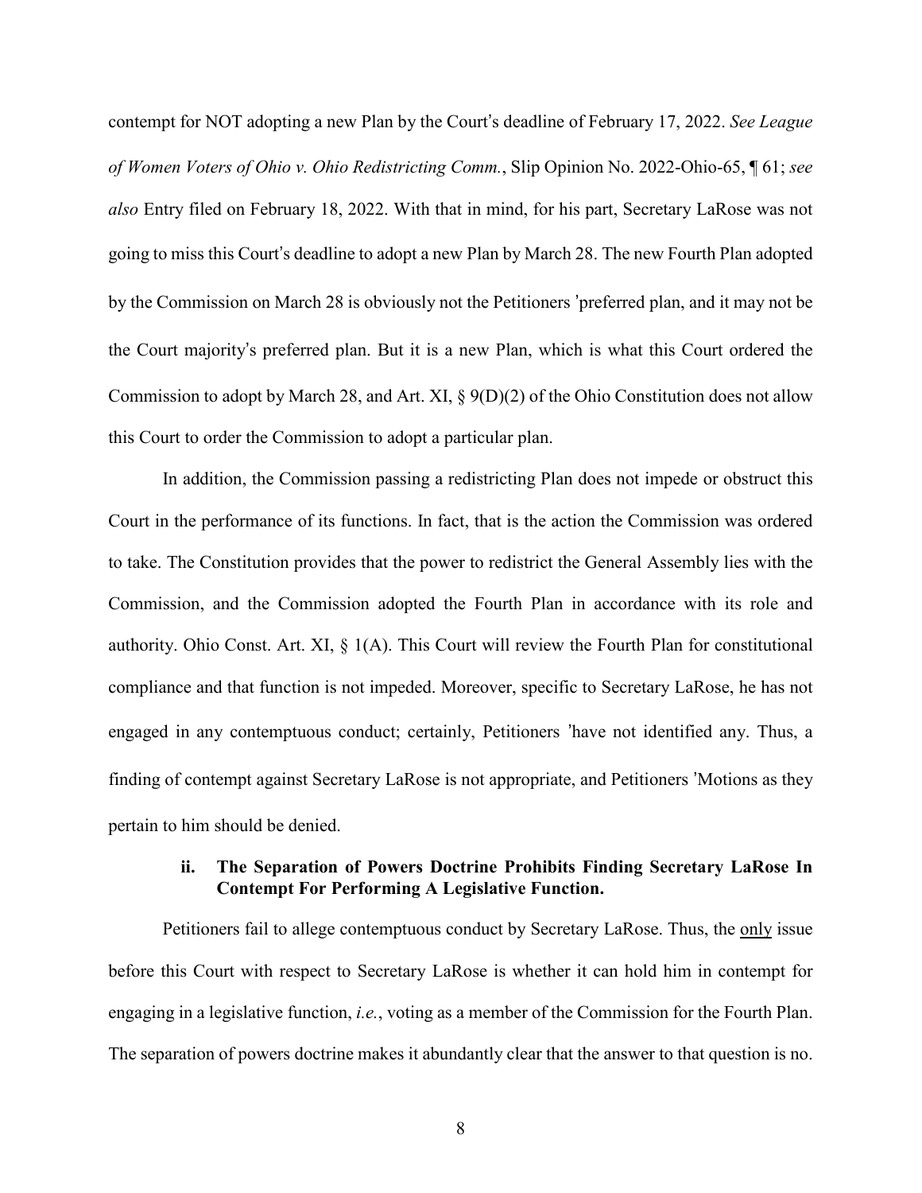contempt for NOT adopting a new Plan by the Court's deadline of February 17, 2022. *See League of Women Voters of Ohio v. Ohio Redistricting Comm.*, Slip Opinion No. 2022-Ohio-65, ¶ 61; *see also* Entry filed on February 18, 2022. With that in mind, for his part, Secretary LaRose was not going to miss this Court's deadline to adopt a new Plan by March 28. The new Fourth Plan adopted by the Commission on March 28 is obviously not the Petitioners' preferred plan, and it may not be the Court majority's preferred plan. But it is a new Plan, which is what this Court ordered the Commission to adopt by March 28, and Art. XI, § 9(D)(2) of the Ohio Constitution does not allow this Court to order the Commission to adopt a particular plan.

In addition, the Commission passing a redistricting Plan does not impede or obstruct this Court in the performance of its functions. In fact, that is the action the Commission was ordered to take. The Constitution provides that the power to redistrict the General Assembly lies with the Commission, and the Commission adopted the Fourth Plan in accordance with its role and authority. Ohio Const. Art. XI, § 1(A). This Court will review the Fourth Plan for constitutional compliance and that function is not impeded. Moreover, specific to Secretary LaRose, he has not engaged in any contemptuous conduct; certainly, Petitioners' have not identified any. Thus, a finding of contempt against Secretary LaRose is not appropriate, and Petitioners' Motions as they pertain to him should be denied.

#### ii. The Separation of Powers Doctrine Prohibits Finding Secretary LaRose In Contempt For Performing A Legislative Function.

Petitioners fail to allege contemptuous conduct by Secretary LaRose. Thus, the <u>only</u> issue before this Court with respect to Secretary LaRose is whether it can hold him in contempt for engaging in a legislative function, *i.e.*, voting as a member of the Commission for the Fourth Plan. The separation of powers doctrine makes it abundantly clear that the answer to that question is no.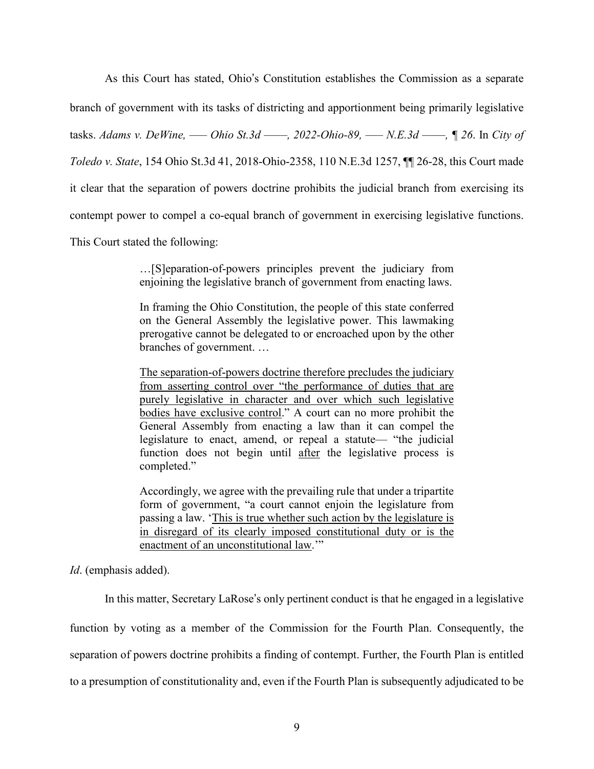As this Court has stated, Ohio's Constitution establishes the Commission as a separate branch of government with its tasks of districting and apportionment being primarily legislative tasks. *Adams v. DeWine, ––– Ohio St.3d ––––, 2022-Ohio-89, ––– N.E.3d ––––, ¶ 26*. In *City of Toledo v. State*, 154 Ohio St.3d 41, 2018-Ohio-2358, 110 N.E.3d 1257, ¶¶ 26-28, this Court made it clear that the separation of powers doctrine prohibits the judicial branch from exercising its contempt power to compel a co-equal branch of government in exercising legislative functions. This Court stated the following:

> …[S]eparation-of-powers principles prevent the judiciary from enjoining the legislative branch of government from enacting laws.
>
> In framing the Ohio Constitution, the people of this state conferred on the General Assembly the legislative power. This lawmaking prerogative cannot be delegated to or encroached upon by the other branches of government. …
>
> <u>The separation-of-powers doctrine therefore precludes the judiciary from asserting control over "the performance of duties that are purely legislative in character and over which such legislative bodies have exclusive control</u>." A court can no more prohibit the General Assembly from enacting a law than it can compel the legislature to enact, amend, or repeal a statute— "the judicial function does not begin until <u>after</u> the legislative process is completed."
>
> Accordingly, we agree with the prevailing rule that under a tripartite form of government, "a court cannot enjoin the legislature from passing a law. '<u>This is true whether such action by the legislature is in disregard of its clearly imposed constitutional duty or is the enactment of an unconstitutional law</u>.'"

*Id*. (emphasis added).

In this matter, Secretary LaRose's only pertinent conduct is that he engaged in a legislative function by voting as a member of the Commission for the Fourth Plan. Consequently, the separation of powers doctrine prohibits a finding of contempt. Further, the Fourth Plan is entitled to a presumption of constitutionality and, even if the Fourth Plan is subsequently adjudicated to be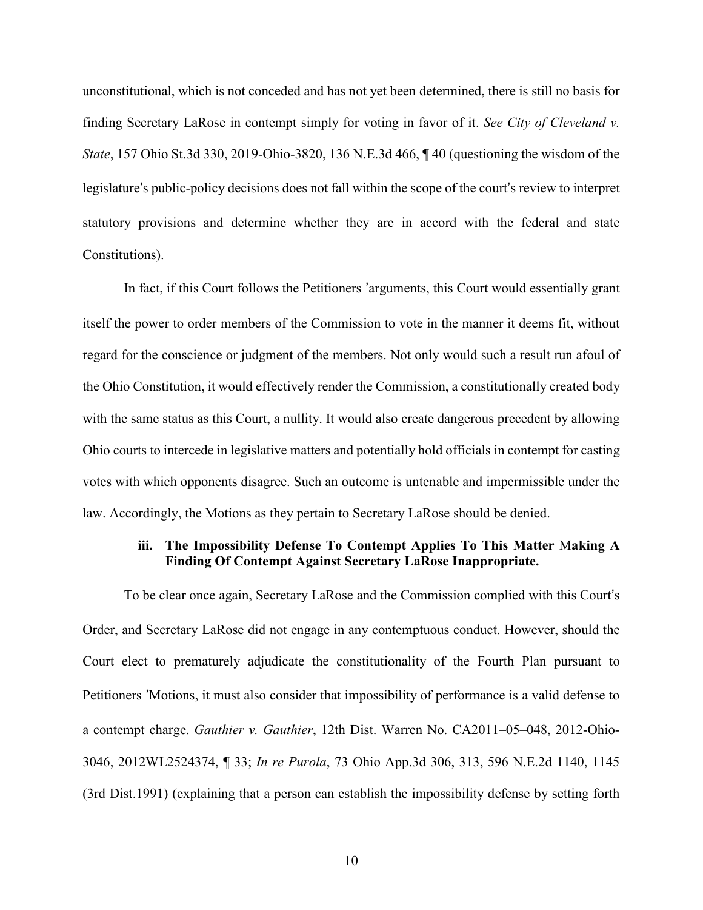unconstitutional, which is not conceded and has not yet been determined, there is still no basis for finding Secretary LaRose in contempt simply for voting in favor of it. *See City of Cleveland v. State*, 157 Ohio St.3d 330, 2019-Ohio-3820, 136 N.E.3d 466, ¶ 40 (questioning the wisdom of the legislature's public-policy decisions does not fall within the scope of the court's review to interpret statutory provisions and determine whether they are in accord with the federal and state Constitutions).

In fact, if this Court follows the Petitioners 'arguments, this Court would essentially grant itself the power to order members of the Commission to vote in the manner it deems fit, without regard for the conscience or judgment of the members. Not only would such a result run afoul of the Ohio Constitution, it would effectively render the Commission, a constitutionally created body with the same status as this Court, a nullity. It would also create dangerous precedent by allowing Ohio courts to intercede in legislative matters and potentially hold officials in contempt for casting votes with which opponents disagree. Such an outcome is untenable and impermissible under the law. Accordingly, the Motions as they pertain to Secretary LaRose should be denied.

**iii. The Impossibility Defense To Contempt Applies To This Matter Making A Finding Of Contempt Against Secretary LaRose Inappropriate.**

To be clear once again, Secretary LaRose and the Commission complied with this Court's Order, and Secretary LaRose did not engage in any contemptuous conduct. However, should the Court elect to prematurely adjudicate the constitutionality of the Fourth Plan pursuant to Petitioners 'Motions, it must also consider that impossibility of performance is a valid defense to a contempt charge. *Gauthier v. Gauthier*, 12th Dist. Warren No. CA2011–05–048, 2012-Ohio-3046, 2012WL2524374, ¶ 33; *In re Purola*, 73 Ohio App.3d 306, 313, 596 N.E.2d 1140, 1145 (3rd Dist.1991) (explaining that a person can establish the impossibility defense by setting forth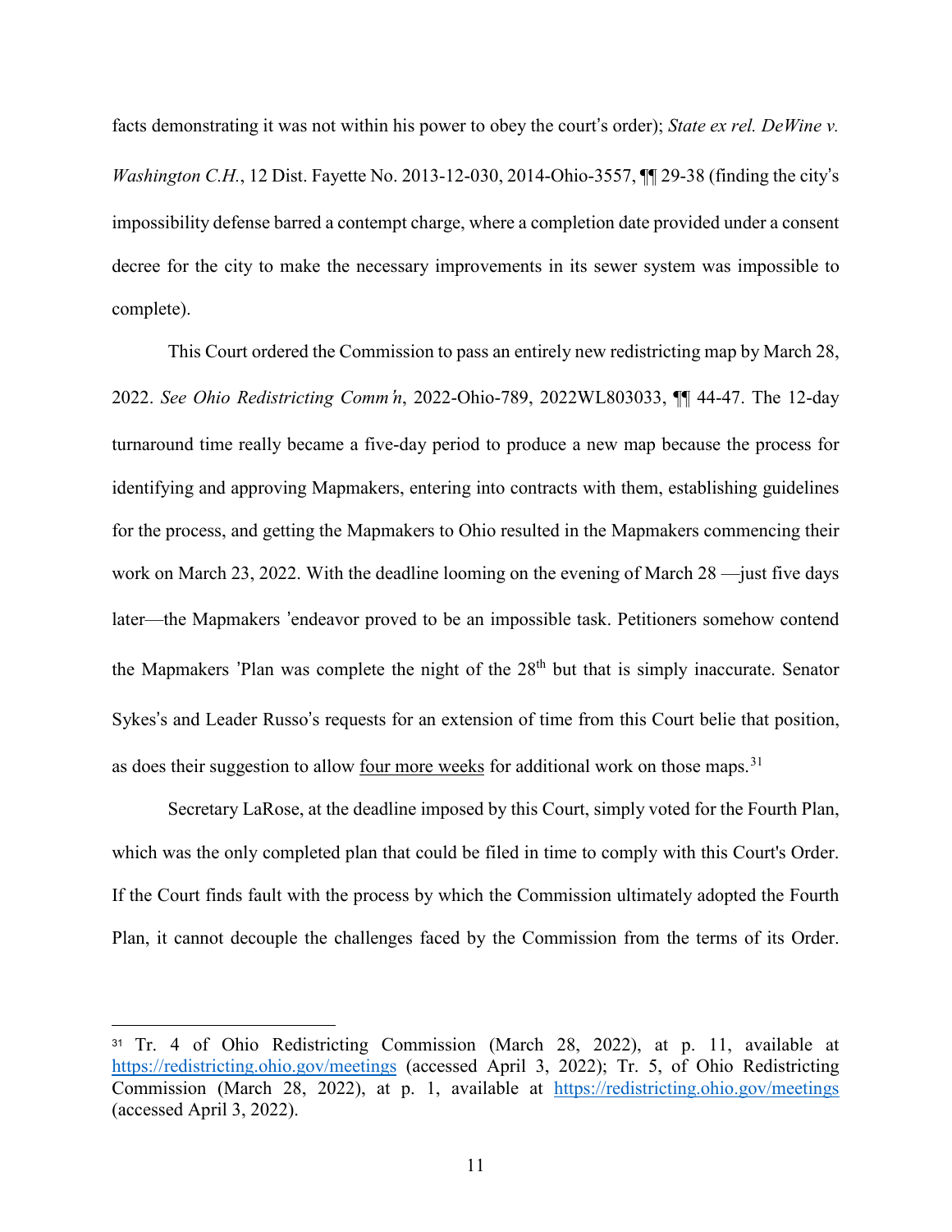facts demonstrating it was not within his power to obey the court's order); *State ex rel. DeWine v. Washington C.H.*, 12 Dist. Fayette No. 2013-12-030, 2014-Ohio-3557, ¶¶ 29-38 (finding the city's impossibility defense barred a contempt charge, where a completion date provided under a consent decree for the city to make the necessary improvements in its sewer system was impossible to complete).

This Court ordered the Commission to pass an entirely new redistricting map by March 28, 2022. *See Ohio Redistricting Comm'n*, 2022-Ohio-789, 2022WL803033, ¶¶ 44-47. The 12-day turnaround time really became a five-day period to produce a new map because the process for identifying and approving Mapmakers, entering into contracts with them, establishing guidelines for the process, and getting the Mapmakers to Ohio resulted in the Mapmakers commencing their work on March 23, 2022. With the deadline looming on the evening of March 28 —just five days later—the Mapmakers 'endeavor proved to be an impossible task. Petitioners somehow contend the Mapmakers 'Plan was complete the night of the 28th but that is simply inaccurate. Senator Sykes's and Leader Russo's requests for an extension of time from this Court belie that position, as does their suggestion to allow <u>four more weeks</u> for additional work on those maps.[31]

Secretary LaRose, at the deadline imposed by this Court, simply voted for the Fourth Plan, which was the only completed plan that could be filed in time to comply with this Court's Order. If the Court finds fault with the process by which the Commission ultimately adopted the Fourth Plan, it cannot decouple the challenges faced by the Commission from the terms of its Order.

---

[31] Tr. 4 of Ohio Redistricting Commission (March 28, 2022), at p. 11, available at https://redistricting.ohio.gov/meetings (accessed April 3, 2022); Tr. 5, of Ohio Redistricting Commission (March 28, 2022), at p. 1, available at https://redistricting.ohio.gov/meetings (accessed April 3, 2022).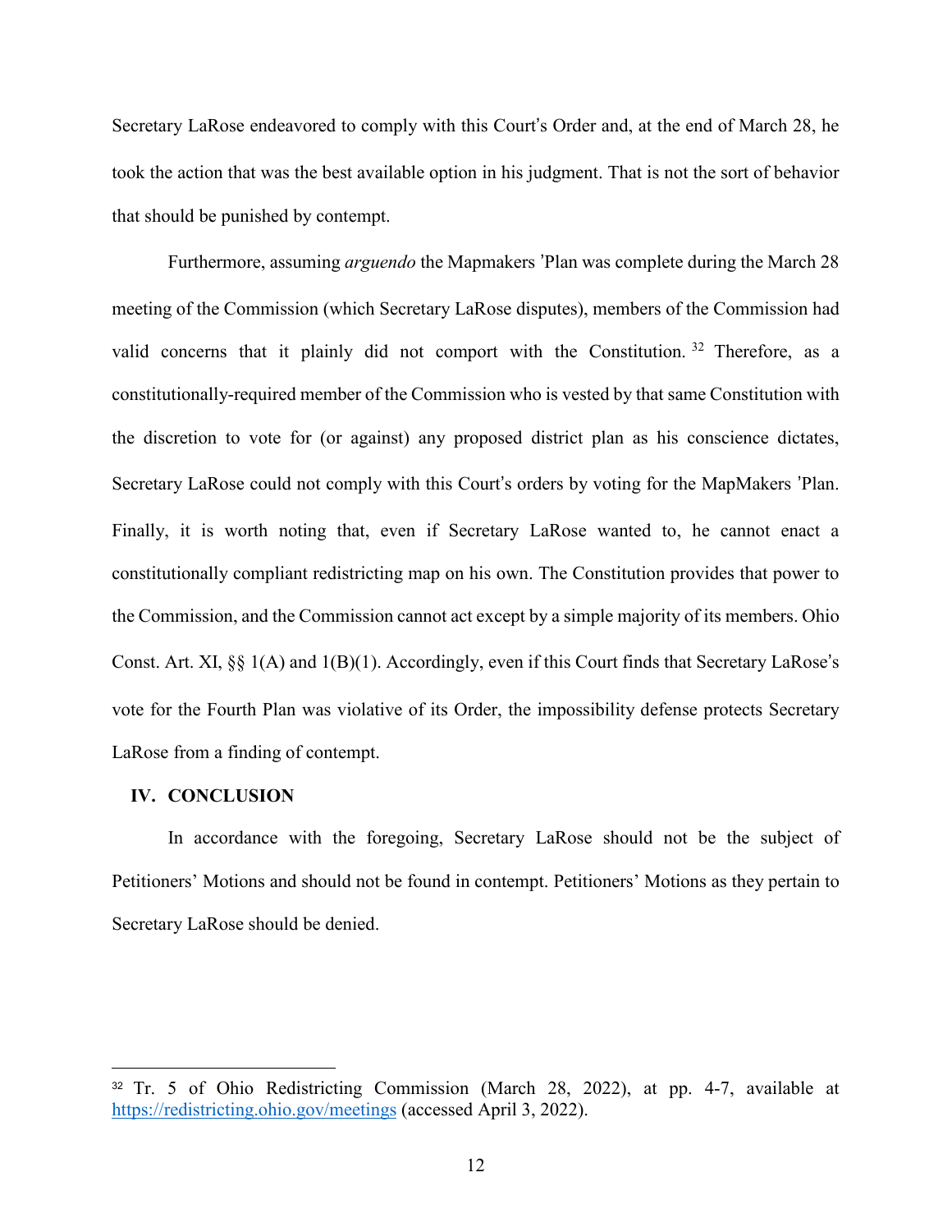Secretary LaRose endeavored to comply with this Court's Order and, at the end of March 28, he took the action that was the best available option in his judgment. That is not the sort of behavior that should be punished by contempt.

Furthermore, assuming *arguendo* the Mapmakers 'Plan was complete during the March 28 meeting of the Commission (which Secretary LaRose disputes), members of the Commission had valid concerns that it plainly did not comport with the Constitution.[32] Therefore, as a constitutionally-required member of the Commission who is vested by that same Constitution with the discretion to vote for (or against) any proposed district plan as his conscience dictates, Secretary LaRose could not comply with this Court's orders by voting for the MapMakers 'Plan. Finally, it is worth noting that, even if Secretary LaRose wanted to, he cannot enact a constitutionally compliant redistricting map on his own. The Constitution provides that power to the Commission, and the Commission cannot act except by a simple majority of its members. Ohio Const. Art. XI, §§ 1(A) and 1(B)(1). Accordingly, even if this Court finds that Secretary LaRose's vote for the Fourth Plan was violative of its Order, the impossibility defense protects Secretary LaRose from a finding of contempt.

## IV. CONCLUSION

In accordance with the foregoing, Secretary LaRose should not be the subject of Petitioners' Motions and should not be found in contempt. Petitioners' Motions as they pertain to Secretary LaRose should be denied.

---

[32] Tr. 5 of Ohio Redistricting Commission (March 28, 2022), at pp. 4-7, available at https://redistricting.ohio.gov/meetings (accessed April 3, 2022).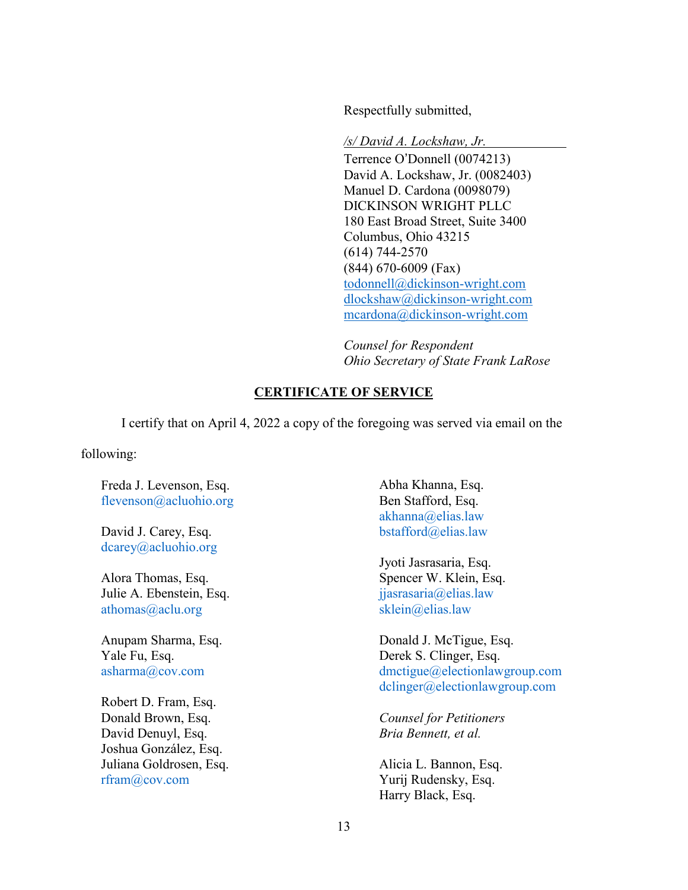Respectfully submitted,

*/s/ David A. Lockshaw, Jr.*
Terrence O'Donnell (0074213)
David A. Lockshaw, Jr. (0082403)
Manuel D. Cardona (0098079)
DICKINSON WRIGHT PLLC
180 East Broad Street, Suite 3400
Columbus, Ohio 43215
(614) 744-2570
(844) 670-6009 (Fax)
todonnell@dickinson-wright.com
dlockshaw@dickinson-wright.com
mcardona@dickinson-wright.com

*Counsel for Respondent*
*Ohio Secretary of State Frank LaRose*

## CERTIFICATE OF SERVICE

I certify that on April 4, 2022 a copy of the foregoing was served via email on the following:

Freda J. Levenson, Esq.
flevenson@acluohio.org

David J. Carey, Esq.
dcarey@acluohio.org

Alora Thomas, Esq.
Julie A. Ebenstein, Esq.
athomas@aclu.org

Anupam Sharma, Esq.
Yale Fu, Esq.
asharma@cov.com

Robert D. Fram, Esq.
Donald Brown, Esq.
David Denuyl, Esq.
Joshua González, Esq.
Juliana Goldrosen, Esq.
rfram@cov.com

Abha Khanna, Esq.
Ben Stafford, Esq.
akhanna@elias.law
bstafford@elias.law

Jyoti Jasrasaria, Esq.
Spencer W. Klein, Esq.
jjasrasaria@elias.law
sklein@elias.law

Donald J. McTigue, Esq.
Derek S. Clinger, Esq.
dmctigue@electionlawgroup.com
dclinger@electionlawgroup.com

*Counsel for Petitioners*
*Bria Bennett, et al.*

Alicia L. Bannon, Esq.
Yurij Rudensky, Esq.
Harry Black, Esq.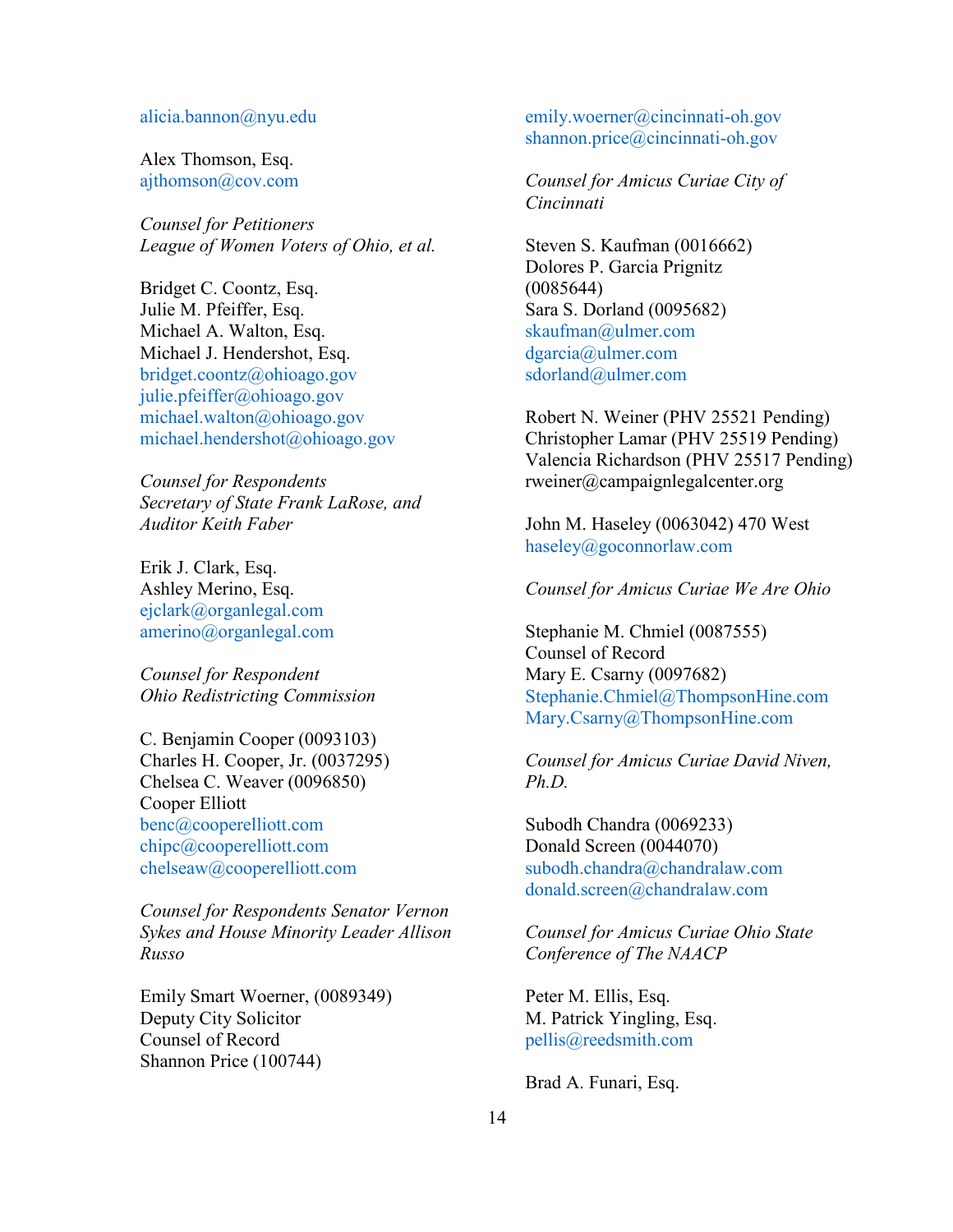alicia.bannon@nyu.edu

Alex Thomson, Esq.
ajthomson@cov.com

*Counsel for Petitioners*
*League of Women Voters of Ohio, et al.*

Bridget C. Coontz, Esq.
Julie M. Pfeiffer, Esq.
Michael A. Walton, Esq.
Michael J. Hendershot, Esq.
bridget.coontz@ohioago.gov
julie.pfeiffer@ohioago.gov
michael.walton@ohioago.gov
michael.hendershot@ohioago.gov

*Counsel for Respondents*
*Secretary of State Frank LaRose, and*
*Auditor Keith Faber*

Erik J. Clark, Esq.
Ashley Merino, Esq.
ejclark@organlegal.com
amerino@organlegal.com

*Counsel for Respondent*
*Ohio Redistricting Commission*

C. Benjamin Cooper (0093103)
Charles H. Cooper, Jr. (0037295)
Chelsea C. Weaver (0096850)
Cooper Elliott
benc@cooperelliott.com
chipc@cooperelliott.com
chelseaw@cooperelliott.com

*Counsel for Respondents Senator Vernon Sykes and House Minority Leader Allison Russo*

Emily Smart Woerner, (0089349)
Deputy City Solicitor
Counsel of Record
Shannon Price (100744)
emily.woerner@cincinnati-oh.gov
shannon.price@cincinnati-oh.gov

*Counsel for Amicus Curiae City of Cincinnati*

Steven S. Kaufman (0016662)
Dolores P. Garcia Prignitz (0085644)
Sara S. Dorland (0095682)
skaufman@ulmer.com
dgarcia@ulmer.com
sdorland@ulmer.com

Robert N. Weiner (PHV 25521 Pending)
Christopher Lamar (PHV 25519 Pending)
Valencia Richardson (PHV 25517 Pending)
rweiner@campaignlegalcenter.org

John M. Haseley (0063042) 470 West
haseley@goconnorlaw.com

*Counsel for Amicus Curiae We Are Ohio*

Stephanie M. Chmiel (0087555)
Counsel of Record
Mary E. Csarny (0097682)
Stephanie.Chmiel@ThompsonHine.com
Mary.Csarny@ThompsonHine.com

*Counsel for Amicus Curiae David Niven, Ph.D.*

Subodh Chandra (0069233)
Donald Screen (0044070)
subodh.chandra@chandralaw.com
donald.screen@chandralaw.com

*Counsel for Amicus Curiae Ohio State Conference of The NAACP*

Peter M. Ellis, Esq.
M. Patrick Yingling, Esq.
pellis@reedsmith.com

Brad A. Funari, Esq.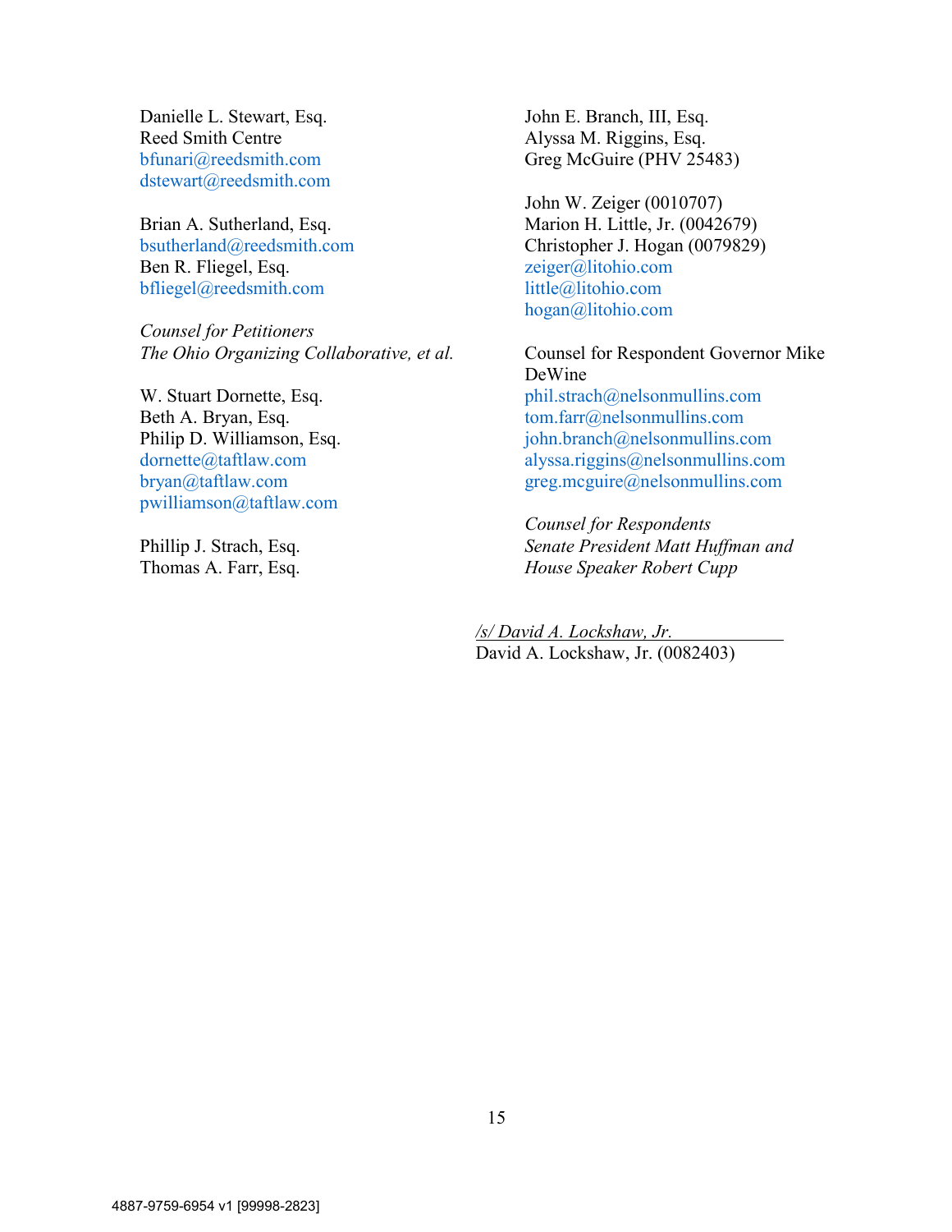Danielle L. Stewart, Esq.
Reed Smith Centre
bfunari@reedsmith.com
dstewart@reedsmith.com

Brian A. Sutherland, Esq.
bsutherland@reedsmith.com
Ben R. Fliegel, Esq.
bfliegel@reedsmith.com

*Counsel for Petitioners*
*The Ohio Organizing Collaborative, et al.*

W. Stuart Dornette, Esq.
Beth A. Bryan, Esq.
Philip D. Williamson, Esq.
dornette@taftlaw.com
bryan@taftlaw.com
pwilliamson@taftlaw.com

Phillip J. Strach, Esq.
Thomas A. Farr, Esq.
John E. Branch, III, Esq.
Alyssa M. Riggins, Esq.
Greg McGuire (PHV 25483)

John W. Zeiger (0010707)
Marion H. Little, Jr. (0042679)
Christopher J. Hogan (0079829)
zeiger@litohio.com
little@litohio.com
hogan@litohio.com

Counsel for Respondent Governor Mike DeWine
phil.strach@nelsonmullins.com
tom.farr@nelsonmullins.com
john.branch@nelsonmullins.com
alyssa.riggins@nelsonmullins.com
greg.mcguire@nelsonmullins.com

*Counsel for Respondents*
*Senate President Matt Huffman and*
*House Speaker Robert Cupp*

*/s/ David A. Lockshaw, Jr.*
David A. Lockshaw, Jr. (0082403)

4887-9759-6954 v1 [99998-2823]